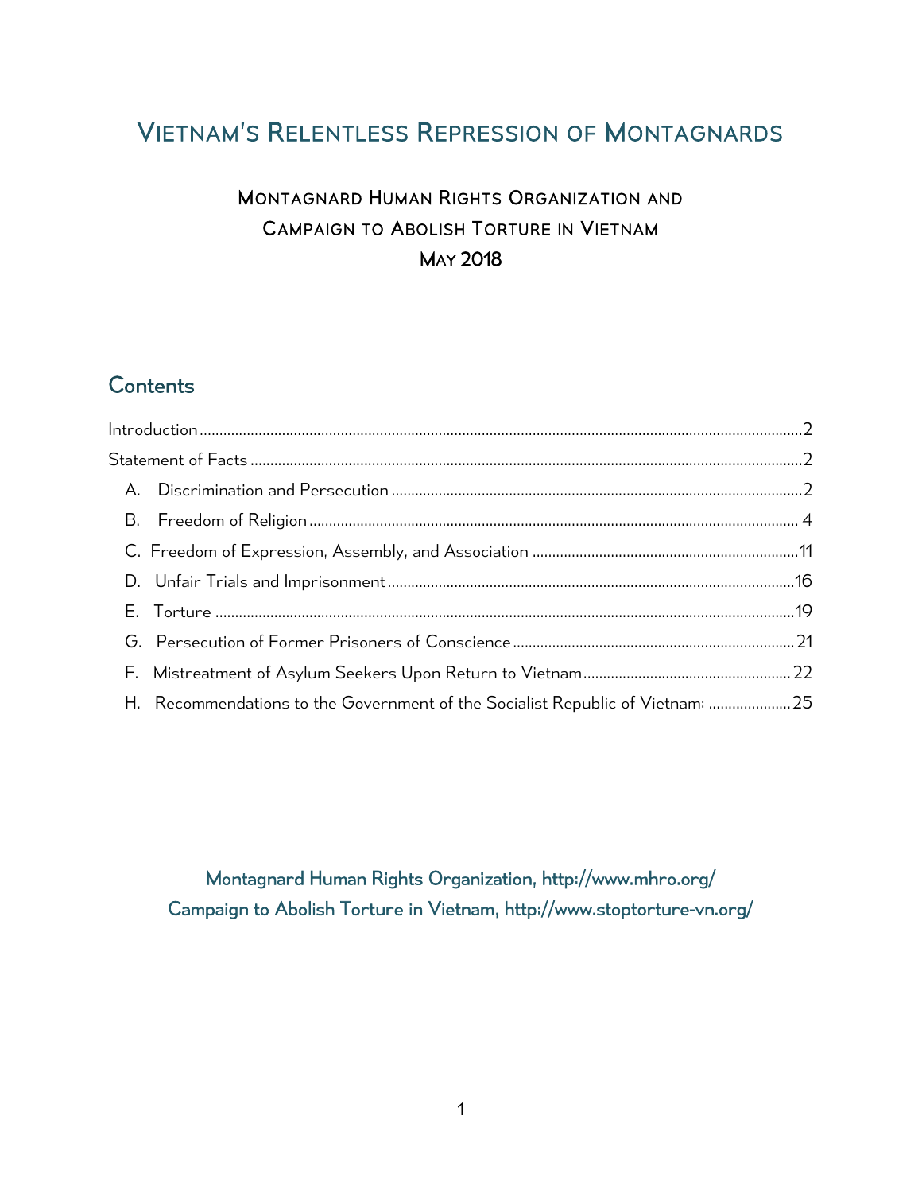# Vietnam's Relentless Repression of Montagnards

## Montagnard Human Rights Organization and Campaign to Abolish Torture in Vietnam

May 2018

## Contents

- Introduction ..... 2
- Statement of Facts ..... 2
  - A. Discrimination and Persecution ..... 2
  - B. Freedom of Religion ..... 4
  - C. Freedom of Expression, Assembly, and Association ..... 11
  - D. Unfair Trials and Imprisonment ..... 16
  - E. Torture ..... 19
  - G. Persecution of Former Prisoners of Conscience ..... 21
  - F. Mistreatment of Asylum Seekers Upon Return to Vietnam ..... 22
  - H. Recommendations to the Government of the Socialist Republic of Vietnam: ..... 25

Montagnard Human Rights Organization, http://www.mhro.org/

Campaign to Abolish Torture in Vietnam, http://www.stoptorture-vn.org/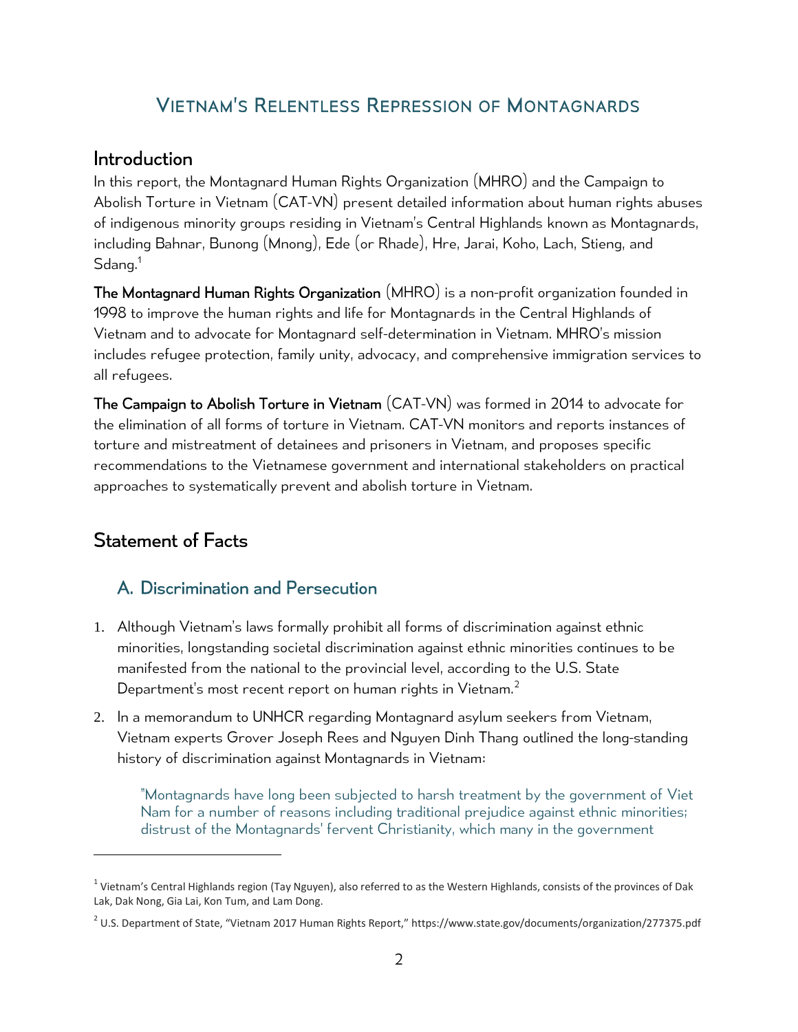# Vietnam's Relentless Repression of Montagnards

## Introduction

In this report, the Montagnard Human Rights Organization (MHRO) and the Campaign to Abolish Torture in Vietnam (CAT-VN) present detailed information about human rights abuses of indigenous minority groups residing in Vietnam's Central Highlands known as Montagnards, including Bahnar, Bunong (Mnong), Ede (or Rhade), Hre, Jarai, Koho, Lach, Stieng, and Sdang.[1]

**The Montagnard Human Rights Organization** (MHRO) is a non-profit organization founded in 1998 to improve the human rights and life for Montagnards in the Central Highlands of Vietnam and to advocate for Montagnard self-determination in Vietnam. MHRO's mission includes refugee protection, family unity, advocacy, and comprehensive immigration services to all refugees.

**The Campaign to Abolish Torture in Vietnam** (CAT-VN) was formed in 2014 to advocate for the elimination of all forms of torture in Vietnam. CAT-VN monitors and reports instances of torture and mistreatment of detainees and prisoners in Vietnam, and proposes specific recommendations to the Vietnamese government and international stakeholders on practical approaches to systematically prevent and abolish torture in Vietnam.

## Statement of Facts

### A. Discrimination and Persecution

1. Although Vietnam's laws formally prohibit all forms of discrimination against ethnic minorities, longstanding societal discrimination against ethnic minorities continues to be manifested from the national to the provincial level, according to the U.S. State Department's most recent report on human rights in Vietnam.[2]

2. In a memorandum to UNHCR regarding Montagnard asylum seekers from Vietnam, Vietnam experts Grover Joseph Rees and Nguyen Dinh Thang outlined the long-standing history of discrimination against Montagnards in Vietnam:

   > "Montagnards have long been subjected to harsh treatment by the government of Viet Nam for a number of reasons including traditional prejudice against ethnic minorities; distrust of the Montagnards' fervent Christianity, which many in the government

---

[1] Vietnam's Central Highlands region (Tay Nguyen), also referred to as the Western Highlands, consists of the provinces of Dak Lak, Dak Nong, Gia Lai, Kon Tum, and Lam Dong.

[2] U.S. Department of State, "Vietnam 2017 Human Rights Report," https://www.state.gov/documents/organization/277375.pdf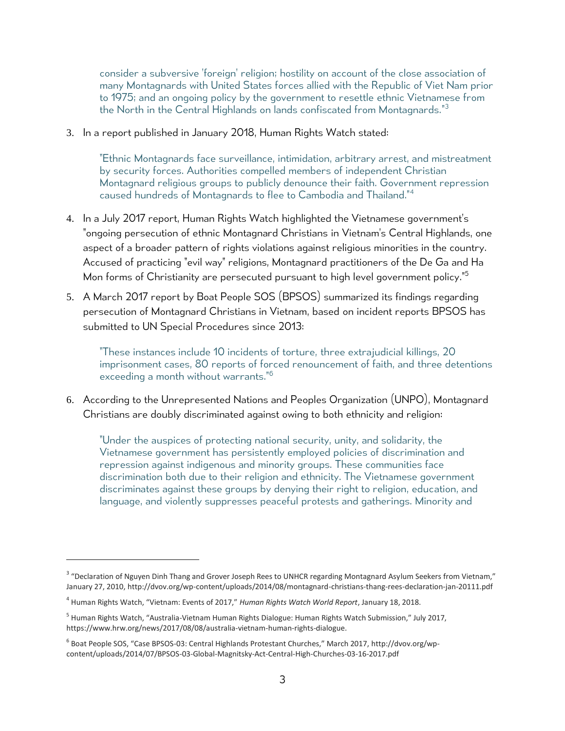> consider a subversive 'foreign' religion; hostility on account of the close association of many Montagnards with United States forces allied with the Republic of Viet Nam prior to 1975; and an ongoing policy by the government to resettle ethnic Vietnamese from the North in the Central Highlands on lands confiscated from Montagnards."[3]

3. In a report published in January 2018, Human Rights Watch stated:

> "Ethnic Montagnards face surveillance, intimidation, arbitrary arrest, and mistreatment by security forces. Authorities compelled members of independent Christian Montagnard religious groups to publicly denounce their faith. Government repression caused hundreds of Montagnards to flee to Cambodia and Thailand."[4]

4. In a July 2017 report, Human Rights Watch highlighted the Vietnamese government's "ongoing persecution of ethnic Montagnard Christians in Vietnam's Central Highlands, one aspect of a broader pattern of rights violations against religious minorities in the country. Accused of practicing "evil way" religions, Montagnard practitioners of the De Ga and Ha Mon forms of Christianity are persecuted pursuant to high level government policy."[5]

5. A March 2017 report by Boat People SOS (BPSOS) summarized its findings regarding persecution of Montagnard Christians in Vietnam, based on incident reports BPSOS has submitted to UN Special Procedures since 2013:

> "These instances include 10 incidents of torture, three extrajudicial killings, 20 imprisonment cases, 80 reports of forced renouncement of faith, and three detentions exceeding a month without warrants."[6]

6. According to the Unrepresented Nations and Peoples Organization (UNPO), Montagnard Christians are doubly discriminated against owing to both ethnicity and religion:

> "Under the auspices of protecting national security, unity, and solidarity, the Vietnamese government has persistently employed policies of discrimination and repression against indigenous and minority groups. These communities face discrimination both due to their religion and ethnicity. The Vietnamese government discriminates against these groups by denying their right to religion, education, and language, and violently suppresses peaceful protests and gatherings. Minority and

---

[3] "Declaration of Nguyen Dinh Thang and Grover Joseph Rees to UNHCR regarding Montagnard Asylum Seekers from Vietnam," January 27, 2010, http://dvov.org/wp-content/uploads/2014/08/montagnard-christians-thang-rees-declaration-jan-20111.pdf

[4] Human Rights Watch, "Vietnam: Events of 2017," *Human Rights Watch World Report*, January 18, 2018.

[5] Human Rights Watch, "Australia-Vietnam Human Rights Dialogue: Human Rights Watch Submission," July 2017, https://www.hrw.org/news/2017/08/08/australia-vietnam-human-rights-dialogue.

[6] Boat People SOS, "Case BPSOS-03: Central Highlands Protestant Churches," March 2017, http://dvov.org/wp-content/uploads/2014/07/BPSOS-03-Global-Magnitsky-Act-Central-High-Churches-03-16-2017.pdf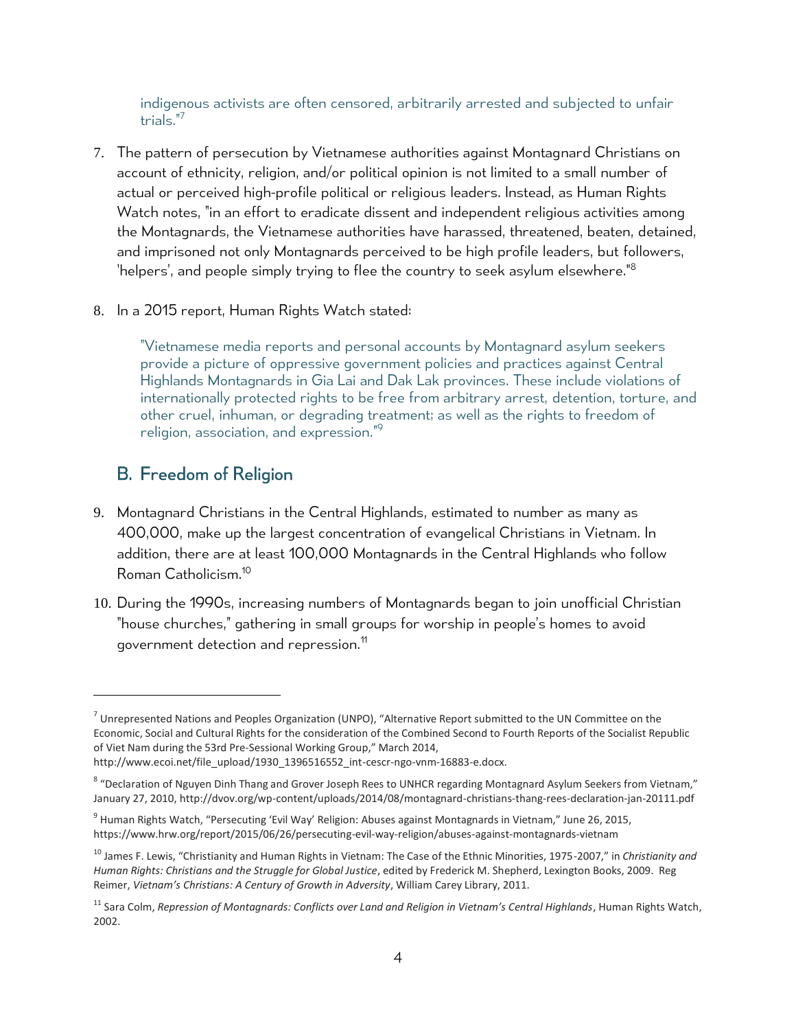> indigenous activists are often censored, arbitrarily arrested and subjected to unfair trials."[7]

7. The pattern of persecution by Vietnamese authorities against Montagnard Christians on account of ethnicity, religion, and/or political opinion is not limited to a small number of actual or perceived high-profile political or religious leaders. Instead, as Human Rights Watch notes, "in an effort to eradicate dissent and independent religious activities among the Montagnards, the Vietnamese authorities have harassed, threatened, beaten, detained, and imprisoned not only Montagnards perceived to be high profile leaders, but followers, 'helpers', and people simply trying to flee the country to seek asylum elsewhere."[8]

8. In a 2015 report, Human Rights Watch stated:

> "Vietnamese media reports and personal accounts by Montagnard asylum seekers provide a picture of oppressive government policies and practices against Central Highlands Montagnards in Gia Lai and Dak Lak provinces. These include violations of internationally protected rights to be free from arbitrary arrest, detention, torture, and other cruel, inhuman, or degrading treatment; as well as the rights to freedom of religion, association, and expression."[9]

## B. Freedom of Religion

9. Montagnard Christians in the Central Highlands, estimated to number as many as 400,000, make up the largest concentration of evangelical Christians in Vietnam. In addition, there are at least 100,000 Montagnards in the Central Highlands who follow Roman Catholicism.[10]

10. During the 1990s, increasing numbers of Montagnards began to join unofficial Christian "house churches," gathering in small groups for worship in people's homes to avoid government detection and repression.[11]

---

[7] Unrepresented Nations and Peoples Organization (UNPO), "Alternative Report submitted to the UN Committee on the Economic, Social and Cultural Rights for the consideration of the Combined Second to Fourth Reports of the Socialist Republic of Viet Nam during the 53rd Pre-Sessional Working Group," March 2014, http://www.ecoi.net/file_upload/1930_1396516552_int-cescr-ngo-vnm-16883-e.docx.

[8] "Declaration of Nguyen Dinh Thang and Grover Joseph Rees to UNHCR regarding Montagnard Asylum Seekers from Vietnam," January 27, 2010, http://dvov.org/wp-content/uploads/2014/08/montagnard-christians-thang-rees-declaration-jan-20111.pdf

[9] Human Rights Watch, "Persecuting 'Evil Way' Religion: Abuses against Montagnards in Vietnam," June 26, 2015, https://www.hrw.org/report/2015/06/26/persecuting-evil-way-religion/abuses-against-montagnards-vietnam

[10] James F. Lewis, "Christianity and Human Rights in Vietnam: The Case of the Ethnic Minorities, 1975-2007," in *Christianity and Human Rights: Christians and the Struggle for Global Justice*, edited by Frederick M. Shepherd, Lexington Books, 2009. Reg Reimer, *Vietnam's Christians: A Century of Growth in Adversity*, William Carey Library, 2011.

[11] Sara Colm, *Repression of Montagnards: Conflicts over Land and Religion in Vietnam's Central Highlands*, Human Rights Watch, 2002.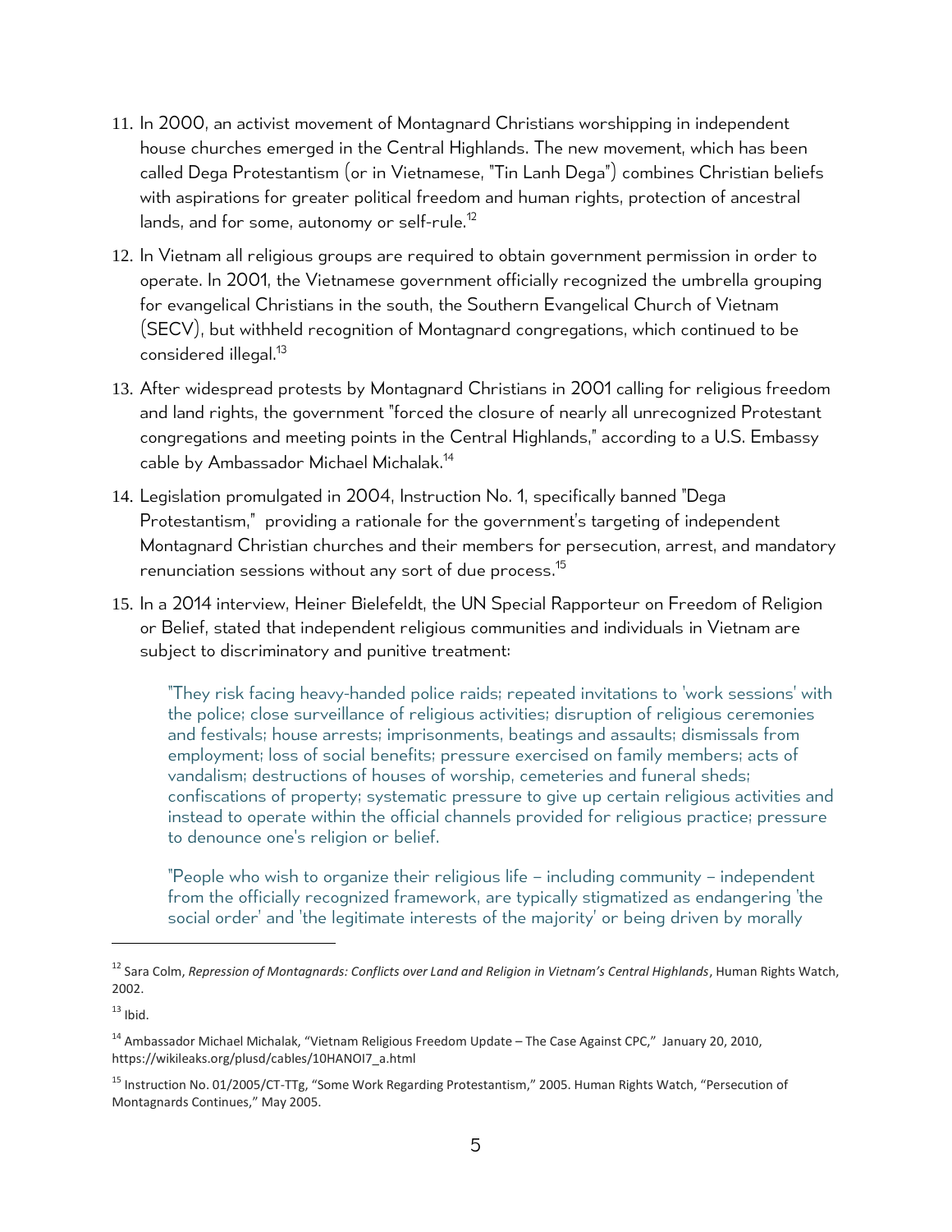11. In 2000, an activist movement of Montagnard Christians worshipping in independent house churches emerged in the Central Highlands. The new movement, which has been called Dega Protestantism (or in Vietnamese, "Tin Lanh Dega") combines Christian beliefs with aspirations for greater political freedom and human rights, protection of ancestral lands, and for some, autonomy or self-rule.[12]

12. In Vietnam all religious groups are required to obtain government permission in order to operate. In 2001, the Vietnamese government officially recognized the umbrella grouping for evangelical Christians in the south, the Southern Evangelical Church of Vietnam (SECV), but withheld recognition of Montagnard congregations, which continued to be considered illegal.[13]

13. After widespread protests by Montagnard Christians in 2001 calling for religious freedom and land rights, the government "forced the closure of nearly all unrecognized Protestant congregations and meeting points in the Central Highlands," according to a U.S. Embassy cable by Ambassador Michael Michalak.[14]

14. Legislation promulgated in 2004, Instruction No. 1, specifically banned "Dega Protestantism," providing a rationale for the government's targeting of independent Montagnard Christian churches and their members for persecution, arrest, and mandatory renunciation sessions without any sort of due process.[15]

15. In a 2014 interview, Heiner Bielefeldt, the UN Special Rapporteur on Freedom of Religion or Belief, stated that independent religious communities and individuals in Vietnam are subject to discriminatory and punitive treatment:

> "They risk facing heavy-handed police raids; repeated invitations to 'work sessions' with the police; close surveillance of religious activities; disruption of religious ceremonies and festivals; house arrests; imprisonments, beatings and assaults; dismissals from employment; loss of social benefits; pressure exercised on family members; acts of vandalism; destructions of houses of worship, cemeteries and funeral sheds; confiscations of property; systematic pressure to give up certain religious activities and instead to operate within the official channels provided for religious practice; pressure to denounce one's religion or belief.
>
> "People who wish to organize their religious life – including community – independent from the officially recognized framework, are typically stigmatized as endangering 'the social order' and 'the legitimate interests of the majority' or being driven by morally

---

[12] Sara Colm, *Repression of Montagnards: Conflicts over Land and Religion in Vietnam's Central Highlands*, Human Rights Watch, 2002.

[13] Ibid.

[14] Ambassador Michael Michalak, "Vietnam Religious Freedom Update – The Case Against CPC," January 20, 2010, https://wikileaks.org/plusd/cables/10HANOI7_a.html

[15] Instruction No. 01/2005/CT-TTg, "Some Work Regarding Protestantism," 2005. Human Rights Watch, "Persecution of Montagnards Continues," May 2005.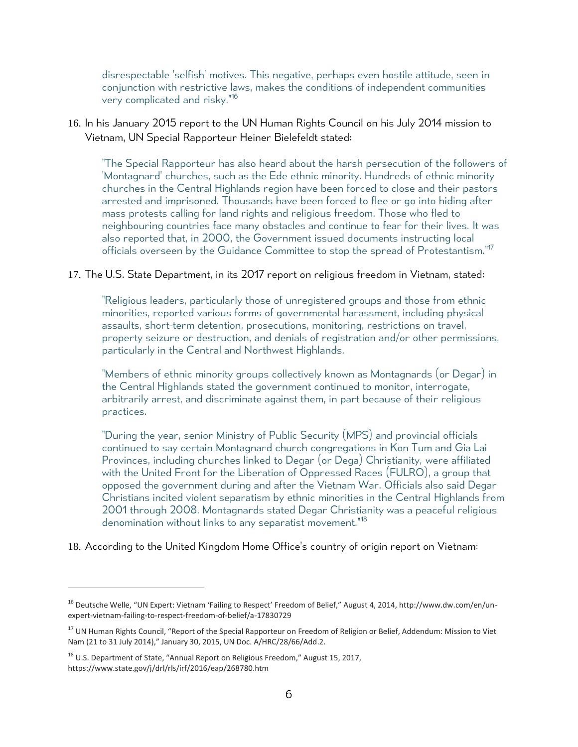> disrespectable 'selfish' motives. This negative, perhaps even hostile attitude, seen in conjunction with restrictive laws, makes the conditions of independent communities very complicated and risky."[16]

16. In his January 2015 report to the UN Human Rights Council on his July 2014 mission to Vietnam, UN Special Rapporteur Heiner Bielefeldt stated:

> "The Special Rapporteur has also heard about the harsh persecution of the followers of 'Montagnard' churches, such as the Ede ethnic minority. Hundreds of ethnic minority churches in the Central Highlands region have been forced to close and their pastors arrested and imprisoned. Thousands have been forced to flee or go into hiding after mass protests calling for land rights and religious freedom. Those who fled to neighbouring countries face many obstacles and continue to fear for their lives. It was also reported that, in 2000, the Government issued documents instructing local officials overseen by the Guidance Committee to stop the spread of Protestantism."[17]

17. The U.S. State Department, in its 2017 report on religious freedom in Vietnam, stated:

> "Religious leaders, particularly those of unregistered groups and those from ethnic minorities, reported various forms of governmental harassment, including physical assaults, short-term detention, prosecutions, monitoring, restrictions on travel, property seizure or destruction, and denials of registration and/or other permissions, particularly in the Central and Northwest Highlands.
>
> "Members of ethnic minority groups collectively known as Montagnards (or Degar) in the Central Highlands stated the government continued to monitor, interrogate, arbitrarily arrest, and discriminate against them, in part because of their religious practices.
>
> "During the year, senior Ministry of Public Security (MPS) and provincial officials continued to say certain Montagnard church congregations in Kon Tum and Gia Lai Provinces, including churches linked to Degar (or Dega) Christianity, were affiliated with the United Front for the Liberation of Oppressed Races (FULRO), a group that opposed the government during and after the Vietnam War. Officials also said Degar Christians incited violent separatism by ethnic minorities in the Central Highlands from 2001 through 2008. Montagnards stated Degar Christianity was a peaceful religious denomination without links to any separatist movement."[18]

18. According to the United Kingdom Home Office's country of origin report on Vietnam:

---

[16] Deutsche Welle, "UN Expert: Vietnam 'Failing to Respect' Freedom of Belief," August 4, 2014, http://www.dw.com/en/un-expert-vietnam-failing-to-respect-freedom-of-belief/a-17830729

[17] UN Human Rights Council, "Report of the Special Rapporteur on Freedom of Religion or Belief, Addendum: Mission to Viet Nam (21 to 31 July 2014)," January 30, 2015, UN Doc. A/HRC/28/66/Add.2.

[18] U.S. Department of State, "Annual Report on Religious Freedom," August 15, 2017, https://www.state.gov/j/drl/rls/irf/2016/eap/268780.htm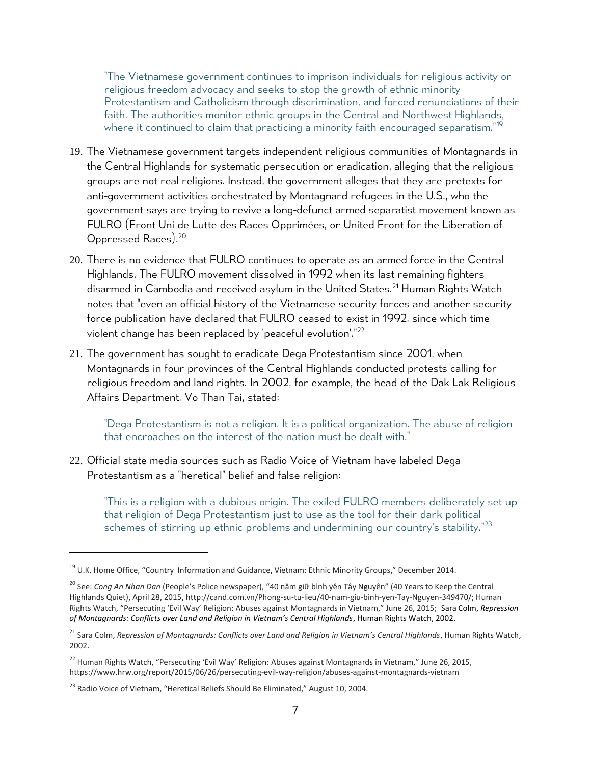> "The Vietnamese government continues to imprison individuals for religious activity or religious freedom advocacy and seeks to stop the growth of ethnic minority Protestantism and Catholicism through discrimination, and forced renunciations of their faith. The authorities monitor ethnic groups in the Central and Northwest Highlands, where it continued to claim that practicing a minority faith encouraged separatism."[19]

19. The Vietnamese government targets independent religious communities of Montagnards in the Central Highlands for systematic persecution or eradication, alleging that the religious groups are not real religions. Instead, the government alleges that they are pretexts for anti-government activities orchestrated by Montagnard refugees in the U.S., who the government says are trying to revive a long-defunct armed separatist movement known as FULRO (Front Uni de Lutte des Races Opprimées, or United Front for the Liberation of Oppressed Races).[20]

20. There is no evidence that FULRO continues to operate as an armed force in the Central Highlands. The FULRO movement dissolved in 1992 when its last remaining fighters disarmed in Cambodia and received asylum in the United States.[21] Human Rights Watch notes that "even an official history of the Vietnamese security forces and another security force publication have declared that FULRO ceased to exist in 1992, since which time violent change has been replaced by 'peaceful evolution'."[22]

21. The government has sought to eradicate Dega Protestantism since 2001, when Montagnards in four provinces of the Central Highlands conducted protests calling for religious freedom and land rights. In 2002, for example, the head of the Dak Lak Religious Affairs Department, Vo Than Tai, stated:

> "Dega Protestantism is not a religion. It is a political organization. The abuse of religion that encroaches on the interest of the nation must be dealt with."

22. Official state media sources such as Radio Voice of Vietnam have labeled Dega Protestantism as a "heretical" belief and false religion:

> "This is a religion with a dubious origin. The exiled FULRO members deliberately set up that religion of Dega Protestantism just to use as the tool for their dark political schemes of stirring up ethnic problems and undermining our country's stability."[23]

---

[19] U.K. Home Office, "Country Information and Guidance, Vietnam: Ethnic Minority Groups," December 2014.

[20] See: *Cong An Nhan Dan* (People's Police newspaper), "40 năm giữ bình yên Tây Nguyên" (40 Years to Keep the Central Highlands Quiet), April 28, 2015, http://cand.com.vn/Phong-su-tu-lieu/40-nam-giu-binh-yen-Tay-Nguyen-349470/; Human Rights Watch, "Persecuting 'Evil Way' Religion: Abuses against Montagnards in Vietnam," June 26, 2015; Sara Colm, *Repression of Montagnards: Conflicts over Land and Religion in Vietnam's Central Highlands*, Human Rights Watch, 2002.

[21] Sara Colm, *Repression of Montagnards: Conflicts over Land and Religion in Vietnam's Central Highlands*, Human Rights Watch, 2002.

[22] Human Rights Watch, "Persecuting 'Evil Way' Religion: Abuses against Montagnards in Vietnam," June 26, 2015, https://www.hrw.org/report/2015/06/26/persecuting-evil-way-religion/abuses-against-montagnards-vietnam

[23] Radio Voice of Vietnam, "Heretical Beliefs Should Be Eliminated," August 10, 2004.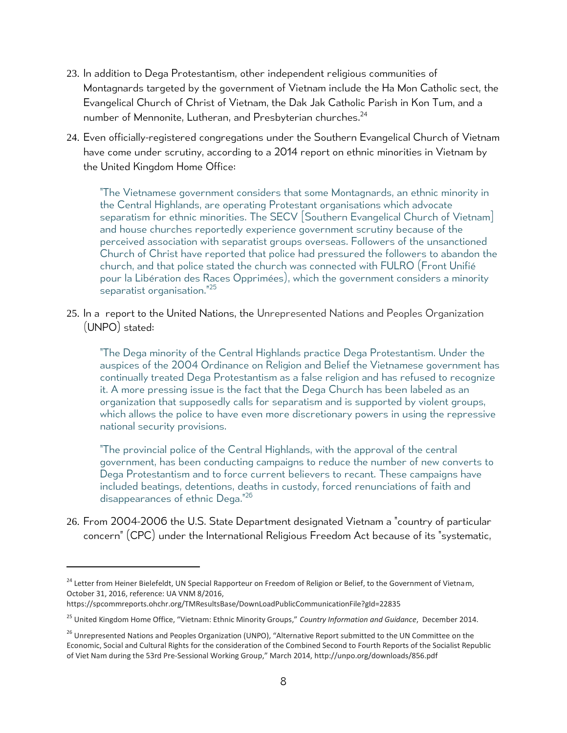23. In addition to Dega Protestantism, other independent religious communities of Montagnards targeted by the government of Vietnam include the Ha Mon Catholic sect, the Evangelical Church of Christ of Vietnam, the Dak Jak Catholic Parish in Kon Tum, and a number of Mennonite, Lutheran, and Presbyterian churches.[24]

24. Even officially-registered congregations under the Southern Evangelical Church of Vietnam have come under scrutiny, according to a 2014 report on ethnic minorities in Vietnam by the United Kingdom Home Office:

> "The Vietnamese government considers that some Montagnards, an ethnic minority in the Central Highlands, are operating Protestant organisations which advocate separatism for ethnic minorities. The SECV [Southern Evangelical Church of Vietnam] and house churches reportedly experience government scrutiny because of the perceived association with separatist groups overseas. Followers of the unsanctioned Church of Christ have reported that police had pressured the followers to abandon the church, and that police stated the church was connected with FULRO (Front Unifié pour la Libération des Races Opprimées), which the government considers a minority separatist organisation."[25]

25. In a report to the United Nations, the Unrepresented Nations and Peoples Organization (UNPO) stated:

> "The Dega minority of the Central Highlands practice Dega Protestantism. Under the auspices of the 2004 Ordinance on Religion and Belief the Vietnamese government has continually treated Dega Protestantism as a false religion and has refused to recognize it. A more pressing issue is the fact that the Dega Church has been labeled as an organization that supposedly calls for separatism and is supported by violent groups, which allows the police to have even more discretionary powers in using the repressive national security provisions.
>
> "The provincial police of the Central Highlands, with the approval of the central government, has been conducting campaigns to reduce the number of new converts to Dega Protestantism and to force current believers to recant. These campaigns have included beatings, detentions, deaths in custody, forced renunciations of faith and disappearances of ethnic Dega."[26]

26. From 2004-2006 the U.S. State Department designated Vietnam a "country of particular concern" (CPC) under the International Religious Freedom Act because of its "systematic,

---

[24] Letter from Heiner Bielefeldt, UN Special Rapporteur on Freedom of Religion or Belief, to the Government of Vietnam, October 31, 2016, reference: UA VNM 8/2016, https://spcommreports.ohchr.org/TMResultsBase/DownLoadPublicCommunicationFile?gId=22835

[25] United Kingdom Home Office, "Vietnam: Ethnic Minority Groups," *Country Information and Guidance*, December 2014.

[26] Unrepresented Nations and Peoples Organization (UNPO), "Alternative Report submitted to the UN Committee on the Economic, Social and Cultural Rights for the consideration of the Combined Second to Fourth Reports of the Socialist Republic of Viet Nam during the 53rd Pre-Sessional Working Group," March 2014, http://unpo.org/downloads/856.pdf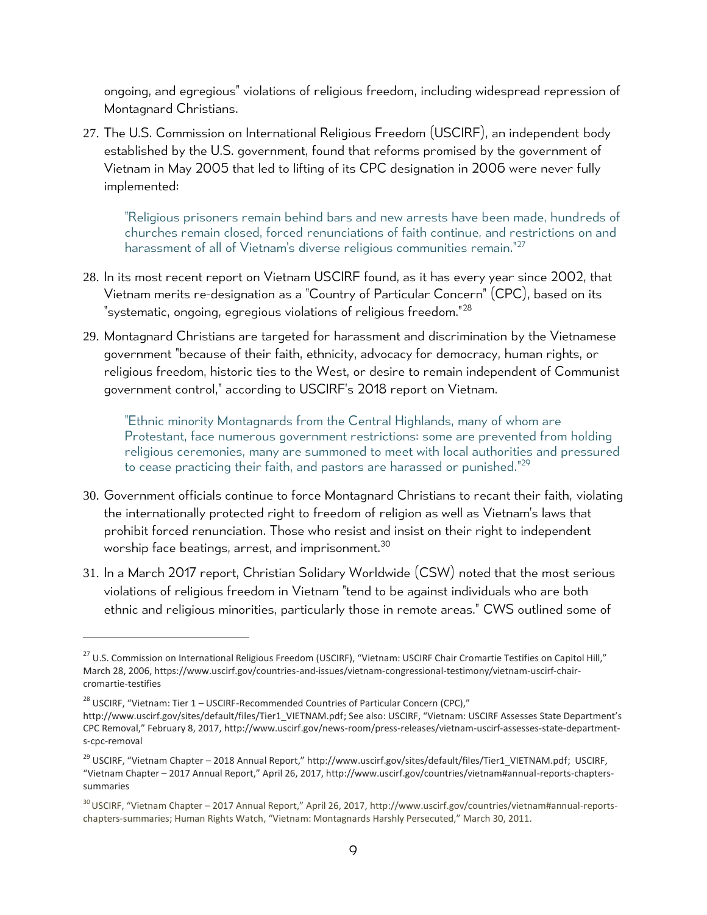ongoing, and egregious" violations of religious freedom, including widespread repression of Montagnard Christians.

27. The U.S. Commission on International Religious Freedom (USCIRF), an independent body established by the U.S. government, found that reforms promised by the government of Vietnam in May 2005 that led to lifting of its CPC designation in 2006 were never fully implemented:

 > "Religious prisoners remain behind bars and new arrests have been made, hundreds of churches remain closed, forced renunciations of faith continue, and restrictions on and harassment of all of Vietnam's diverse religious communities remain."[27]

28. In its most recent report on Vietnam USCIRF found, as it has every year since 2002, that Vietnam merits re-designation as a "Country of Particular Concern" (CPC), based on its "systematic, ongoing, egregious violations of religious freedom."[28]

29. Montagnard Christians are targeted for harassment and discrimination by the Vietnamese government "because of their faith, ethnicity, advocacy for democracy, human rights, or religious freedom, historic ties to the West, or desire to remain independent of Communist government control," according to USCIRF's 2018 report on Vietnam.

 > "Ethnic minority Montagnards from the Central Highlands, many of whom are Protestant, face numerous government restrictions: some are prevented from holding religious ceremonies, many are summoned to meet with local authorities and pressured to cease practicing their faith, and pastors are harassed or punished."[29]

30. Government officials continue to force Montagnard Christians to recant their faith, violating the internationally protected right to freedom of religion as well as Vietnam's laws that prohibit forced renunciation. Those who resist and insist on their right to independent worship face beatings, arrest, and imprisonment.[30]

31. In a March 2017 report, Christian Solidary Worldwide (CSW) noted that the most serious violations of religious freedom in Vietnam "tend to be against individuals who are both ethnic and religious minorities, particularly those in remote areas." CWS outlined some of

---

[27] U.S. Commission on International Religious Freedom (USCIRF), "Vietnam: USCIRF Chair Cromartie Testifies on Capitol Hill," March 28, 2006, https://www.uscirf.gov/countries-and-issues/vietnam-congressional-testimony/vietnam-uscirf-chair-cromartie-testifies

[28] USCIRF, "Vietnam: Tier 1 – USCIRF-Recommended Countries of Particular Concern (CPC)," http://www.uscirf.gov/sites/default/files/Tier1_VIETNAM.pdf; See also: USCIRF, "Vietnam: USCIRF Assesses State Department's CPC Removal," February 8, 2017, http://www.uscirf.gov/news-room/press-releases/vietnam-uscirf-assesses-state-department-s-cpc-removal

[29] USCIRF, "Vietnam Chapter – 2018 Annual Report," http://www.uscirf.gov/sites/default/files/Tier1_VIETNAM.pdf; USCIRF, "Vietnam Chapter – 2017 Annual Report," April 26, 2017, http://www.uscirf.gov/countries/vietnam#annual-reports-chapters-summaries

[30] USCIRF, "Vietnam Chapter – 2017 Annual Report," April 26, 2017, http://www.uscirf.gov/countries/vietnam#annual-reports-chapters-summaries; Human Rights Watch, "Vietnam: Montagnards Harshly Persecuted," March 30, 2011.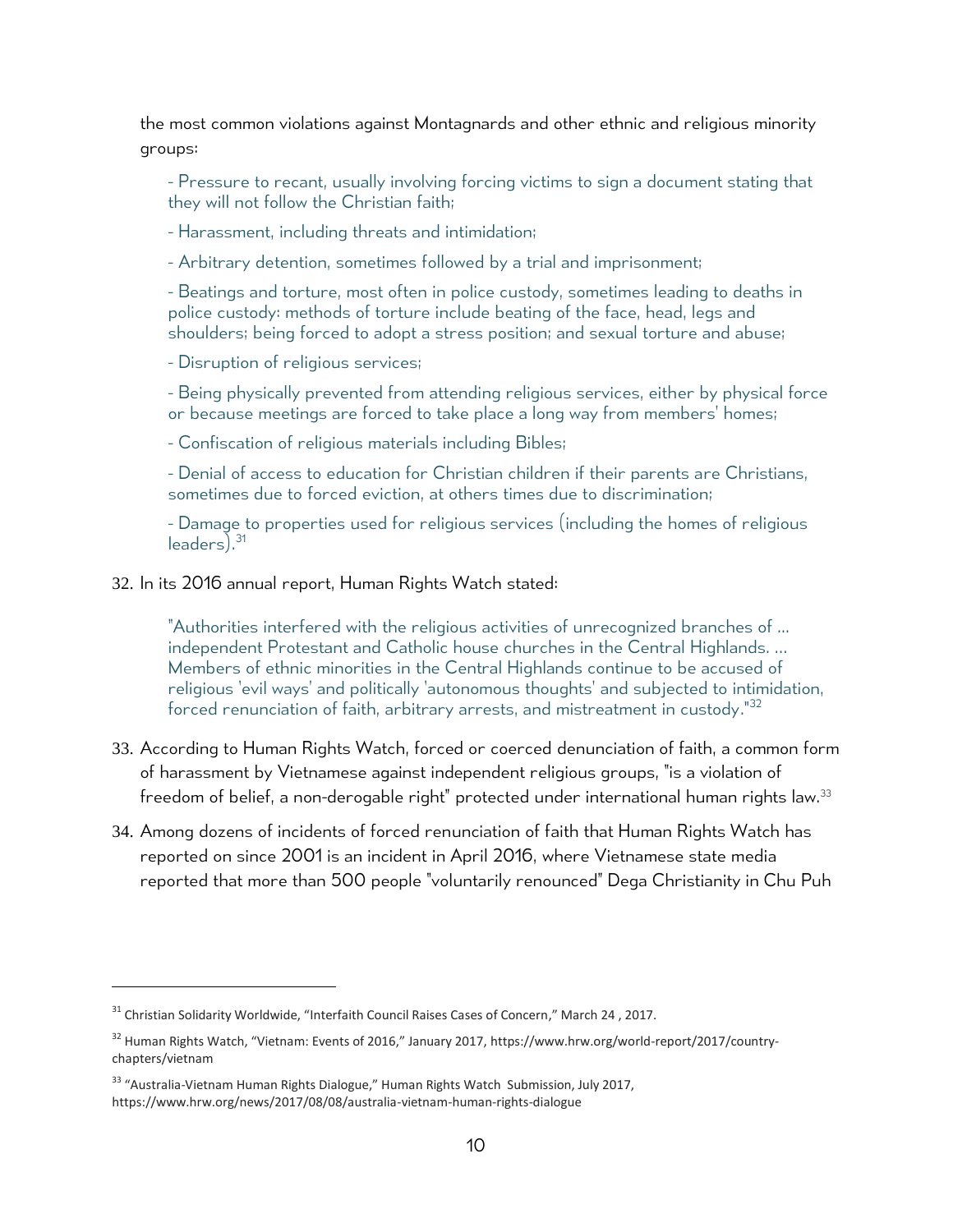the most common violations against Montagnards and other ethnic and religious minority groups:

> - Pressure to recant, usually involving forcing victims to sign a document stating that they will not follow the Christian faith;
>
> - Harassment, including threats and intimidation;
>
> - Arbitrary detention, sometimes followed by a trial and imprisonment;
>
> - Beatings and torture, most often in police custody, sometimes leading to deaths in police custody: methods of torture include beating of the face, head, legs and shoulders; being forced to adopt a stress position; and sexual torture and abuse;
>
> - Disruption of religious services;
>
> - Being physically prevented from attending religious services, either by physical force or because meetings are forced to take place a long way from members' homes;
>
> - Confiscation of religious materials including Bibles;
>
> - Denial of access to education for Christian children if their parents are Christians, sometimes due to forced eviction, at others times due to discrimination;
>
> - Damage to properties used for religious services (including the homes of religious leaders).[31]

32. In its 2016 annual report, Human Rights Watch stated:

> "Authorities interfered with the religious activities of unrecognized branches of ... independent Protestant and Catholic house churches in the Central Highlands. ... Members of ethnic minorities in the Central Highlands continue to be accused of religious 'evil ways' and politically 'autonomous thoughts' and subjected to intimidation, forced renunciation of faith, arbitrary arrests, and mistreatment in custody."[32]

33. According to Human Rights Watch, forced or coerced denunciation of faith, a common form of harassment by Vietnamese against independent religious groups, "is a violation of freedom of belief, a non-derogable right" protected under international human rights law.[33]

34. Among dozens of incidents of forced renunciation of faith that Human Rights Watch has reported on since 2001 is an incident in April 2016, where Vietnamese state media reported that more than 500 people "voluntarily renounced" Dega Christianity in Chu Puh

---

[31] Christian Solidarity Worldwide, "Interfaith Council Raises Cases of Concern," March 24 , 2017.

[32] Human Rights Watch, "Vietnam: Events of 2016," January 2017, https://www.hrw.org/world-report/2017/country-chapters/vietnam

[33] "Australia-Vietnam Human Rights Dialogue," Human Rights Watch Submission, July 2017, https://www.hrw.org/news/2017/08/08/australia-vietnam-human-rights-dialogue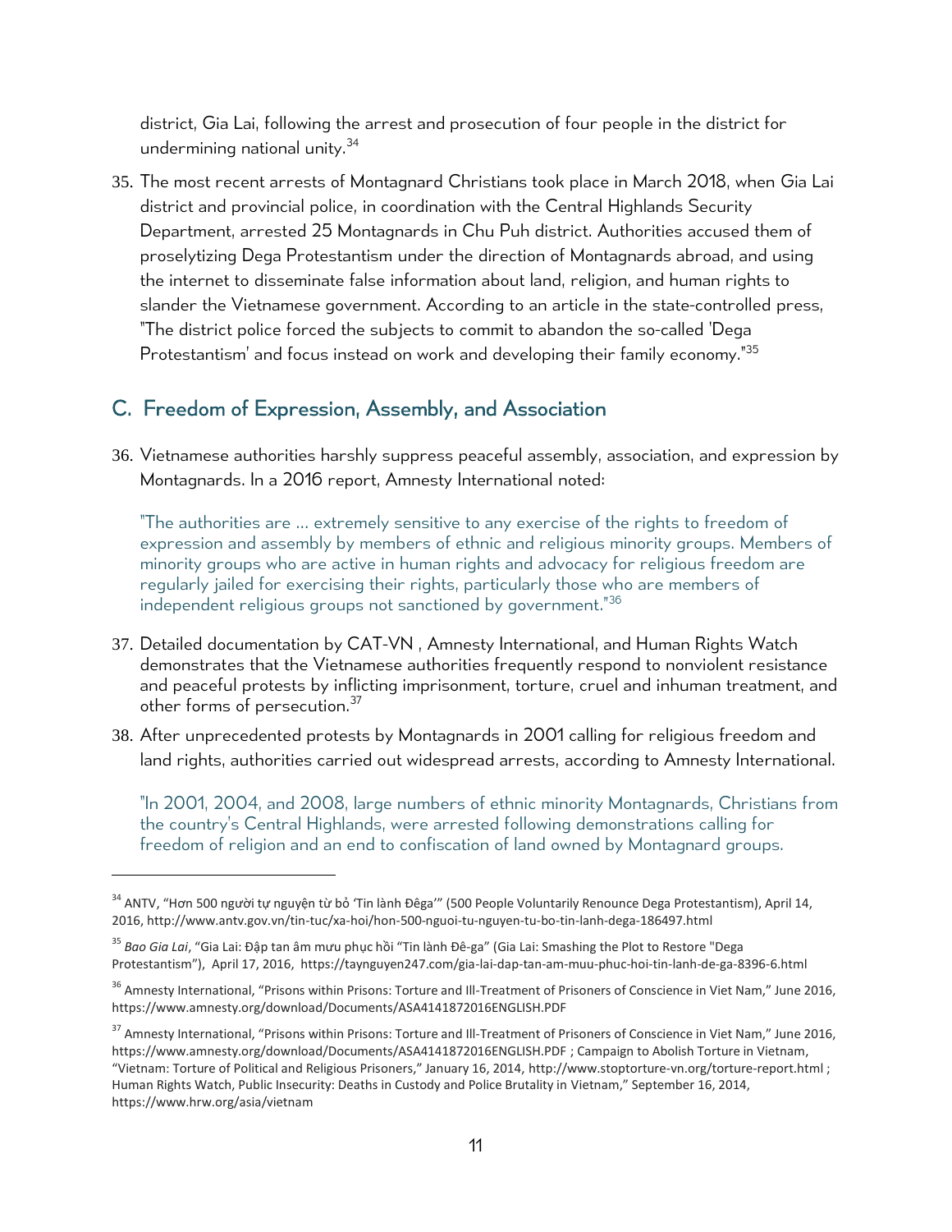district, Gia Lai, following the arrest and prosecution of four people in the district for undermining national unity.[34]

35. The most recent arrests of Montagnard Christians took place in March 2018, when Gia Lai district and provincial police, in coordination with the Central Highlands Security Department, arrested 25 Montagnards in Chu Puh district. Authorities accused them of proselytizing Dega Protestantism under the direction of Montagnards abroad, and using the internet to disseminate false information about land, religion, and human rights to slander the Vietnamese government. According to an article in the state-controlled press, "The district police forced the subjects to commit to abandon the so-called 'Dega Protestantism' and focus instead on work and developing their family economy."[35]

## C. Freedom of Expression, Assembly, and Association

36. Vietnamese authorities harshly suppress peaceful assembly, association, and expression by Montagnards. In a 2016 report, Amnesty International noted:

> "The authorities are ... extremely sensitive to any exercise of the rights to freedom of expression and assembly by members of ethnic and religious minority groups. Members of minority groups who are active in human rights and advocacy for religious freedom are regularly jailed for exercising their rights, particularly those who are members of independent religious groups not sanctioned by government."[36]

37. Detailed documentation by CAT-VN , Amnesty International, and Human Rights Watch demonstrates that the Vietnamese authorities frequently respond to nonviolent resistance and peaceful protests by inflicting imprisonment, torture, cruel and inhuman treatment, and other forms of persecution.[37]

38. After unprecedented protests by Montagnards in 2001 calling for religious freedom and land rights, authorities carried out widespread arrests, according to Amnesty International.

> "In 2001, 2004, and 2008, large numbers of ethnic minority Montagnards, Christians from the country's Central Highlands, were arrested following demonstrations calling for freedom of religion and an end to confiscation of land owned by Montagnard groups.

---

[34] ANTV, "Hơn 500 người tự nguyện từ bỏ 'Tin lành Đêga'" (500 People Voluntarily Renounce Dega Protestantism), April 14, 2016, http://www.antv.gov.vn/tin-tuc/xa-hoi/hon-500-nguoi-tu-nguyen-tu-bo-tin-lanh-dega-186497.html

[35] *Bao Gia Lai*, "Gia Lai: Đập tan âm mưu phục hồi "Tin lành Đê-ga" (Gia Lai: Smashing the Plot to Restore "Dega Protestantism"), April 17, 2016, https://taynguyen247.com/gia-lai-dap-tan-am-muu-phuc-hoi-tin-lanh-de-ga-8396-6.html

[36] Amnesty International, "Prisons within Prisons: Torture and Ill-Treatment of Prisoners of Conscience in Viet Nam," June 2016, https://www.amnesty.org/download/Documents/ASA4141872016ENGLISH.PDF

[37] Amnesty International, "Prisons within Prisons: Torture and Ill-Treatment of Prisoners of Conscience in Viet Nam," June 2016, https://www.amnesty.org/download/Documents/ASA4141872016ENGLISH.PDF ; Campaign to Abolish Torture in Vietnam, "Vietnam: Torture of Political and Religious Prisoners," January 16, 2014, http://www.stoptorture-vn.org/torture-report.html ; Human Rights Watch, Public Insecurity: Deaths in Custody and Police Brutality in Vietnam," September 16, 2014, https://www.hrw.org/asia/vietnam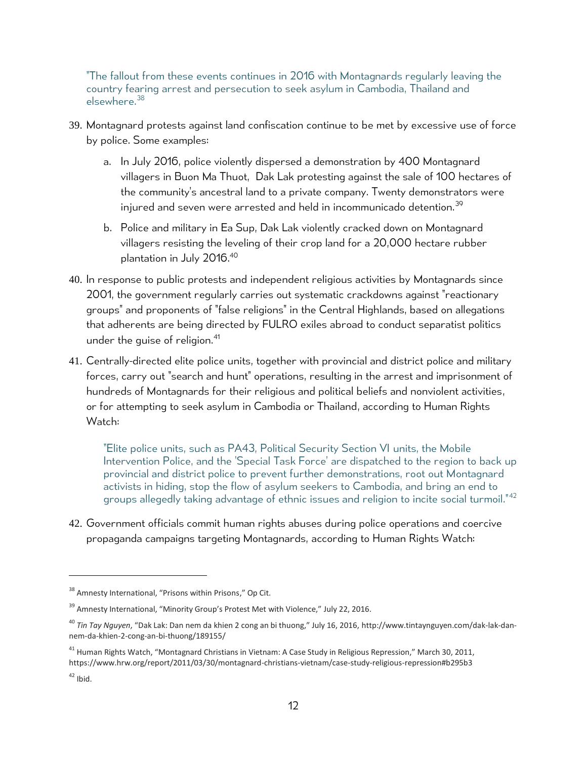> "The fallout from these events continues in 2016 with Montagnards regularly leaving the country fearing arrest and persecution to seek asylum in Cambodia, Thailand and elsewhere.[38]

39. Montagnard protests against land confiscation continue to be met by excessive use of force by police. Some examples:

    a. In July 2016, police violently dispersed a demonstration by 400 Montagnard villagers in Buon Ma Thuot, Dak Lak protesting against the sale of 100 hectares of the community's ancestral land to a private company. Twenty demonstrators were injured and seven were arrested and held in incommunicado detention.[39]

    b. Police and military in Ea Sup, Dak Lak violently cracked down on Montagnard villagers resisting the leveling of their crop land for a 20,000 hectare rubber plantation in July 2016.[40]

40. In response to public protests and independent religious activities by Montagnards since 2001, the government regularly carries out systematic crackdowns against "reactionary groups" and proponents of "false religions" in the Central Highlands, based on allegations that adherents are being directed by FULRO exiles abroad to conduct separatist politics under the guise of religion.[41]

41. Centrally-directed elite police units, together with provincial and district police and military forces, carry out "search and hunt" operations, resulting in the arrest and imprisonment of hundreds of Montagnards for their religious and political beliefs and nonviolent activities, or for attempting to seek asylum in Cambodia or Thailand, according to Human Rights Watch:

    > "Elite police units, such as PA43, Political Security Section VI units, the Mobile Intervention Police, and the 'Special Task Force' are dispatched to the region to back up provincial and district police to prevent further demonstrations, root out Montagnard activists in hiding, stop the flow of asylum seekers to Cambodia, and bring an end to groups allegedly taking advantage of ethnic issues and religion to incite social turmoil."[42]

42. Government officials commit human rights abuses during police operations and coercive propaganda campaigns targeting Montagnards, according to Human Rights Watch:

---

[38] Amnesty International, "Prisons within Prisons," Op Cit.

[39] Amnesty International, "Minority Group's Protest Met with Violence," July 22, 2016.

[40] *Tin Tay Nguyen*, "Dak Lak: Dan nem da khien 2 cong an bi thuong," July 16, 2016, http://www.tintaynguyen.com/dak-lak-dan-nem-da-khien-2-cong-an-bi-thuong/189155/

[41] Human Rights Watch, "Montagnard Christians in Vietnam: A Case Study in Religious Repression," March 30, 2011, https://www.hrw.org/report/2011/03/30/montagnard-christians-vietnam/case-study-religious-repression#b295b3

[42] Ibid.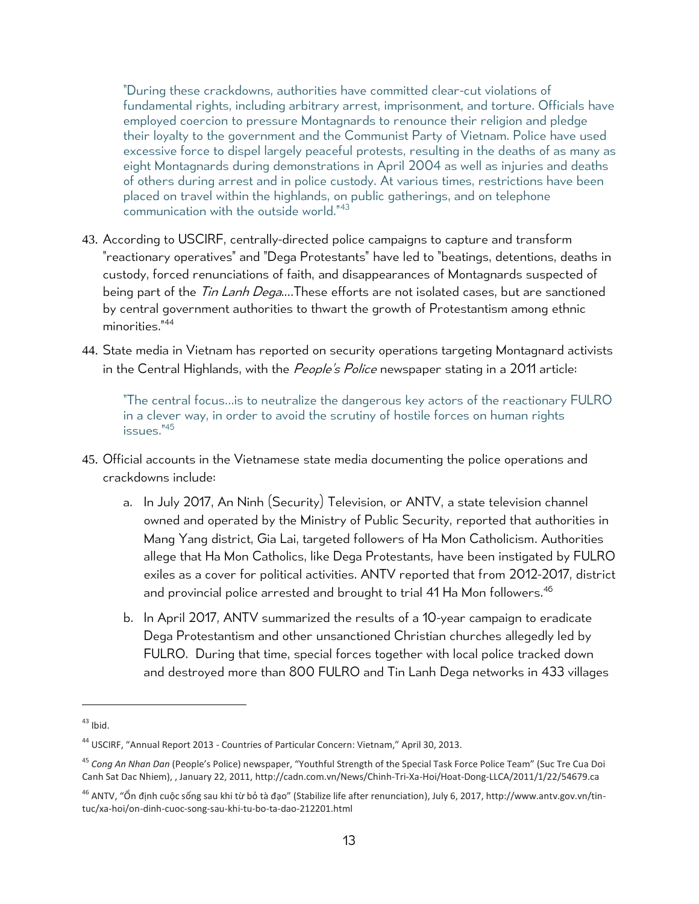> "During these crackdowns, authorities have committed clear-cut violations of fundamental rights, including arbitrary arrest, imprisonment, and torture. Officials have employed coercion to pressure Montagnards to renounce their religion and pledge their loyalty to the government and the Communist Party of Vietnam. Police have used excessive force to dispel largely peaceful protests, resulting in the deaths of as many as eight Montagnards during demonstrations in April 2004 as well as injuries and deaths of others during arrest and in police custody. At various times, restrictions have been placed on travel within the highlands, on public gatherings, and on telephone communication with the outside world."[43]

43. According to USCIRF, centrally-directed police campaigns to capture and transform "reactionary operatives" and "Dega Protestants" have led to "beatings, detentions, deaths in custody, forced renunciations of faith, and disappearances of Montagnards suspected of being part of the *Tin Lanh Dega*....These efforts are not isolated cases, but are sanctioned by central government authorities to thwart the growth of Protestantism among ethnic minorities."[44]

44. State media in Vietnam has reported on security operations targeting Montagnard activists in the Central Highlands, with the *People's Police* newspaper stating in a 2011 article:

> "The central focus...is to neutralize the dangerous key actors of the reactionary FULRO in a clever way, in order to avoid the scrutiny of hostile forces on human rights issues."[45]

45. Official accounts in the Vietnamese state media documenting the police operations and crackdowns include:

    a. In July 2017, An Ninh (Security) Television, or ANTV, a state television channel owned and operated by the Ministry of Public Security, reported that authorities in Mang Yang district, Gia Lai, targeted followers of Ha Mon Catholicism. Authorities allege that Ha Mon Catholics, like Dega Protestants, have been instigated by FULRO exiles as a cover for political activities. ANTV reported that from 2012-2017, district and provincial police arrested and brought to trial 41 Ha Mon followers.[46]

    b. In April 2017, ANTV summarized the results of a 10-year campaign to eradicate Dega Protestantism and other unsanctioned Christian churches allegedly led by FULRO. During that time, special forces together with local police tracked down and destroyed more than 800 FULRO and Tin Lanh Dega networks in 433 villages

---

[43] Ibid.

[44] USCIRF, "Annual Report 2013 - Countries of Particular Concern: Vietnam," April 30, 2013.

[45] *Cong An Nhan Dan* (People's Police) newspaper, "Youthful Strength of the Special Task Force Police Team" (Suc Tre Cua Doi Canh Sat Dac Nhiem), , January 22, 2011, http://cadn.com.vn/News/Chinh-Tri-Xa-Hoi/Hoat-Dong-LLCA/2011/1/22/54679.ca

[46] ANTV, "Ổn định cuộc sống sau khi từ bỏ tà đạo" (Stabilize life after renunciation), July 6, 2017, http://www.antv.gov.vn/tin-tuc/xa-hoi/on-dinh-cuoc-song-sau-khi-tu-bo-ta-dao-212201.html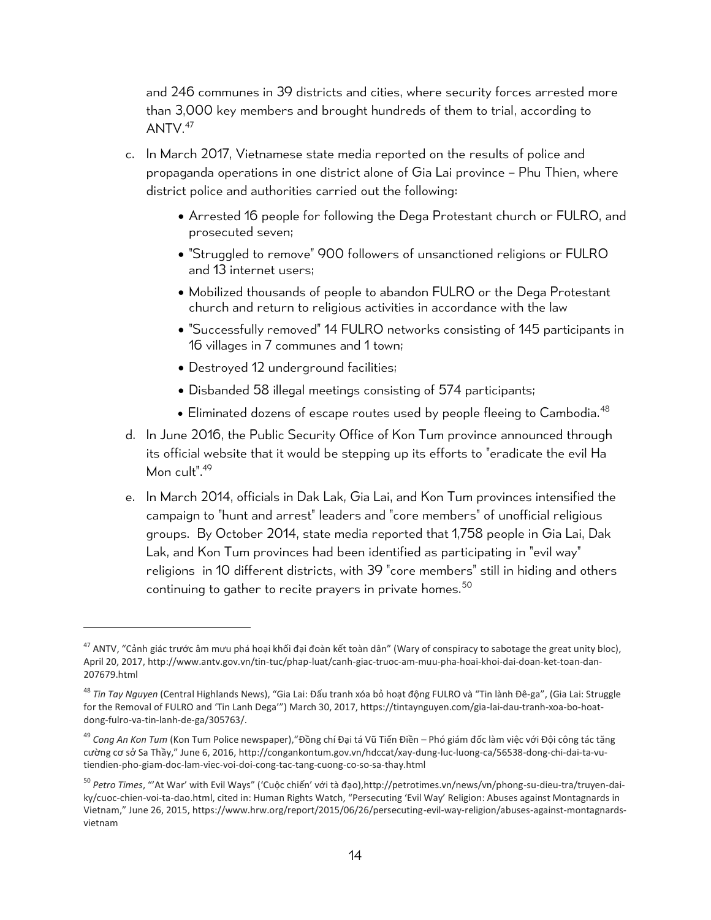and 246 communes in 39 districts and cities, where security forces arrested more than 3,000 key members and brought hundreds of them to trial, according to ANTV.[47]

c. In March 2017, Vietnamese state media reported on the results of police and propaganda operations in one district alone of Gia Lai province – Phu Thien, where district police and authorities carried out the following:

- Arrested 16 people for following the Dega Protestant church or FULRO, and prosecuted seven;
- "Struggled to remove" 900 followers of unsanctioned religions or FULRO and 13 internet users;
- Mobilized thousands of people to abandon FULRO or the Dega Protestant church and return to religious activities in accordance with the law
- "Successfully removed" 14 FULRO networks consisting of 145 participants in 16 villages in 7 communes and 1 town;
- Destroyed 12 underground facilities;
- Disbanded 58 illegal meetings consisting of 574 participants;
- Eliminated dozens of escape routes used by people fleeing to Cambodia.[48]

d. In June 2016, the Public Security Office of Kon Tum province announced through its official website that it would be stepping up its efforts to "eradicate the evil Ha Mon cult".[49]

e. In March 2014, officials in Dak Lak, Gia Lai, and Kon Tum provinces intensified the campaign to "hunt and arrest" leaders and "core members" of unofficial religious groups. By October 2014, state media reported that 1,758 people in Gia Lai, Dak Lak, and Kon Tum provinces had been identified as participating in "evil way" religions in 10 different districts, with 39 "core members" still in hiding and others continuing to gather to recite prayers in private homes.[50]

---

[47] ANTV, "Cảnh giác trước âm mưu phá hoại khối đại đoàn kết toàn dân" (Wary of conspiracy to sabotage the great unity bloc), April 20, 2017, http://www.antv.gov.vn/tin-tuc/phap-luat/canh-giac-truoc-am-muu-pha-hoai-khoi-dai-doan-ket-toan-dan-207679.html

[48] *Tin Tay Nguyen* (Central Highlands News), "Gia Lai: Đấu tranh xóa bỏ hoạt động FULRO và "Tin lành Đê-ga", (Gia Lai: Struggle for the Removal of FULRO and 'Tin Lanh Dega'") March 30, 2017, https://tintaynguyen.com/gia-lai-dau-tranh-xoa-bo-hoat-dong-fulro-va-tin-lanh-de-ga/305763/.

[49] *Cong An Kon Tum* (Kon Tum Police newspaper),"Đồng chí Đại tá Vũ Tiến Điền – Phó giám đốc làm việc với Đội công tác tăng cường cơ sở Sa Thầy," June 6, 2016, http://congankontum.gov.vn/hdccat/xay-dung-luc-luong-ca/56538-dong-chi-dai-ta-vu-tiendien-pho-giam-doc-lam-viec-voi-doi-cong-tac-tang-cuong-co-so-sa-thay.html

[50] *Petro Times*, "'At War' with Evil Ways" ('Cuộc chiến' với tà đạo),http://petrotimes.vn/news/vn/phong-su-dieu-tra/truyen-dai-ky/cuoc-chien-voi-ta-dao.html, cited in: Human Rights Watch, "Persecuting 'Evil Way' Religion: Abuses against Montagnards in Vietnam," June 26, 2015, https://www.hrw.org/report/2015/06/26/persecuting-evil-way-religion/abuses-against-montagnards-vietnam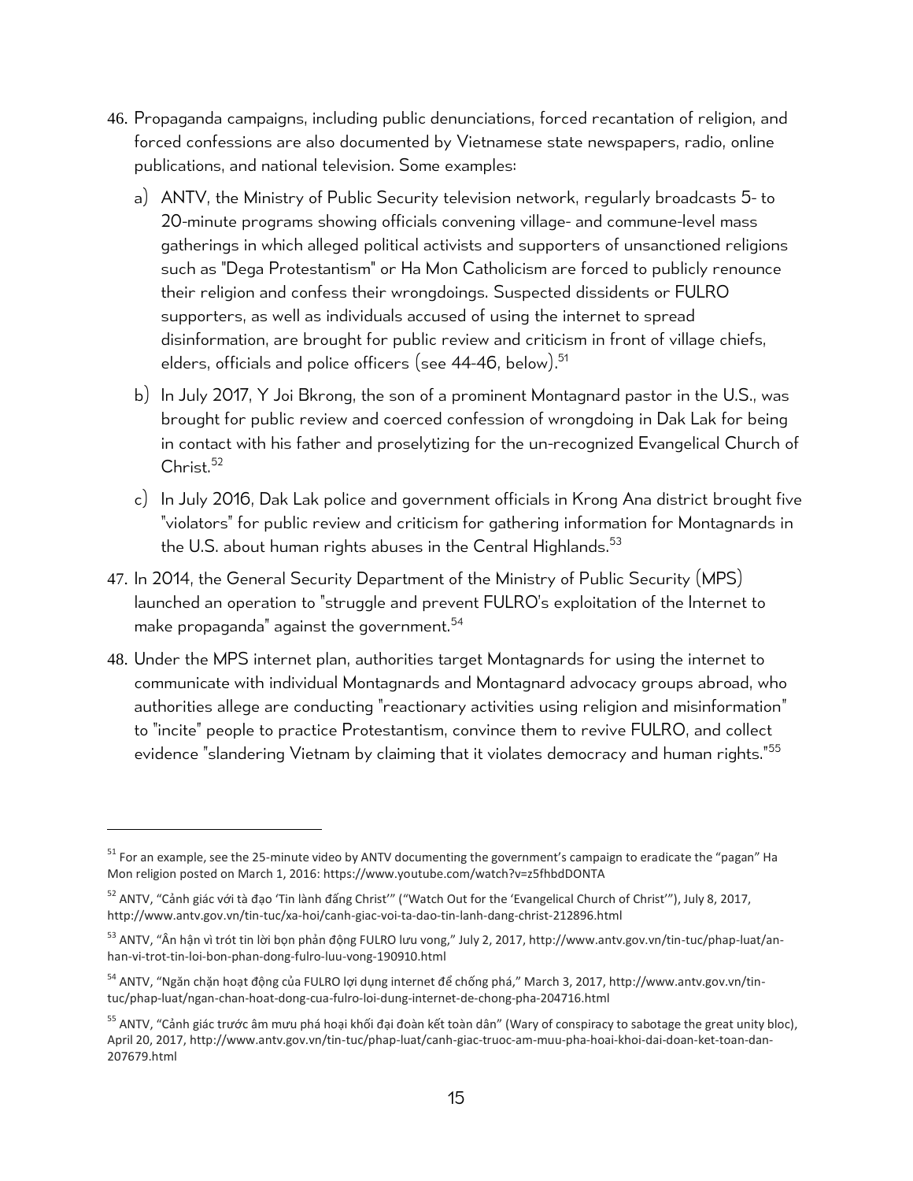46. Propaganda campaigns, including public denunciations, forced recantation of religion, and forced confessions are also documented by Vietnamese state newspapers, radio, online publications, and national television. Some examples:

    a) ANTV, the Ministry of Public Security television network, regularly broadcasts 5- to 20-minute programs showing officials convening village- and commune-level mass gatherings in which alleged political activists and supporters of unsanctioned religions such as "Dega Protestantism" or Ha Mon Catholicism are forced to publicly renounce their religion and confess their wrongdoings. Suspected dissidents or FULRO supporters, as well as individuals accused of using the internet to spread disinformation, are brought for public review and criticism in front of village chiefs, elders, officials and police officers (see 44-46, below).[51]

    b) In July 2017, Y Joi Bkrong, the son of a prominent Montagnard pastor in the U.S., was brought for public review and coerced confession of wrongdoing in Dak Lak for being in contact with his father and proselytizing for the un-recognized Evangelical Church of Christ.[52]

    c) In July 2016, Dak Lak police and government officials in Krong Ana district brought five "violators" for public review and criticism for gathering information for Montagnards in the U.S. about human rights abuses in the Central Highlands.[53]

47. In 2014, the General Security Department of the Ministry of Public Security (MPS) launched an operation to "struggle and prevent FULRO's exploitation of the Internet to make propaganda" against the government.[54]

48. Under the MPS internet plan, authorities target Montagnards for using the internet to communicate with individual Montagnards and Montagnard advocacy groups abroad, who authorities allege are conducting "reactionary activities using religion and misinformation" to "incite" people to practice Protestantism, convince them to revive FULRO, and collect evidence "slandering Vietnam by claiming that it violates democracy and human rights."[55]

---

[51] For an example, see the 25-minute video by ANTV documenting the government's campaign to eradicate the "pagan" Ha Mon religion posted on March 1, 2016: https://www.youtube.com/watch?v=z5fhbdDONTA

[52] ANTV, "Cảnh giác với tà đạo 'Tin lành đấng Christ'" ("Watch Out for the 'Evangelical Church of Christ'"), July 8, 2017, http://www.antv.gov.vn/tin-tuc/xa-hoi/canh-giac-voi-ta-dao-tin-lanh-dang-christ-212896.html

[53] ANTV, "Ân hận vì trót tin lời bọn phản động FULRO lưu vong," July 2, 2017, http://www.antv.gov.vn/tin-tuc/phap-luat/an-han-vi-trot-tin-loi-bon-phan-dong-fulro-luu-vong-190910.html

[54] ANTV, "Ngăn chặn hoạt động của FULRO lợi dụng internet để chống phá," March 3, 2017, http://www.antv.gov.vn/tin-tuc/phap-luat/ngan-chan-hoat-dong-cua-fulro-loi-dung-internet-de-chong-pha-204716.html

[55] ANTV, "Cảnh giác trước âm mưu phá hoại khối đại đoàn kết toàn dân" (Wary of conspiracy to sabotage the great unity bloc), April 20, 2017, http://www.antv.gov.vn/tin-tuc/phap-luat/canh-giac-truoc-am-muu-pha-hoai-khoi-dai-doan-ket-toan-dan-207679.html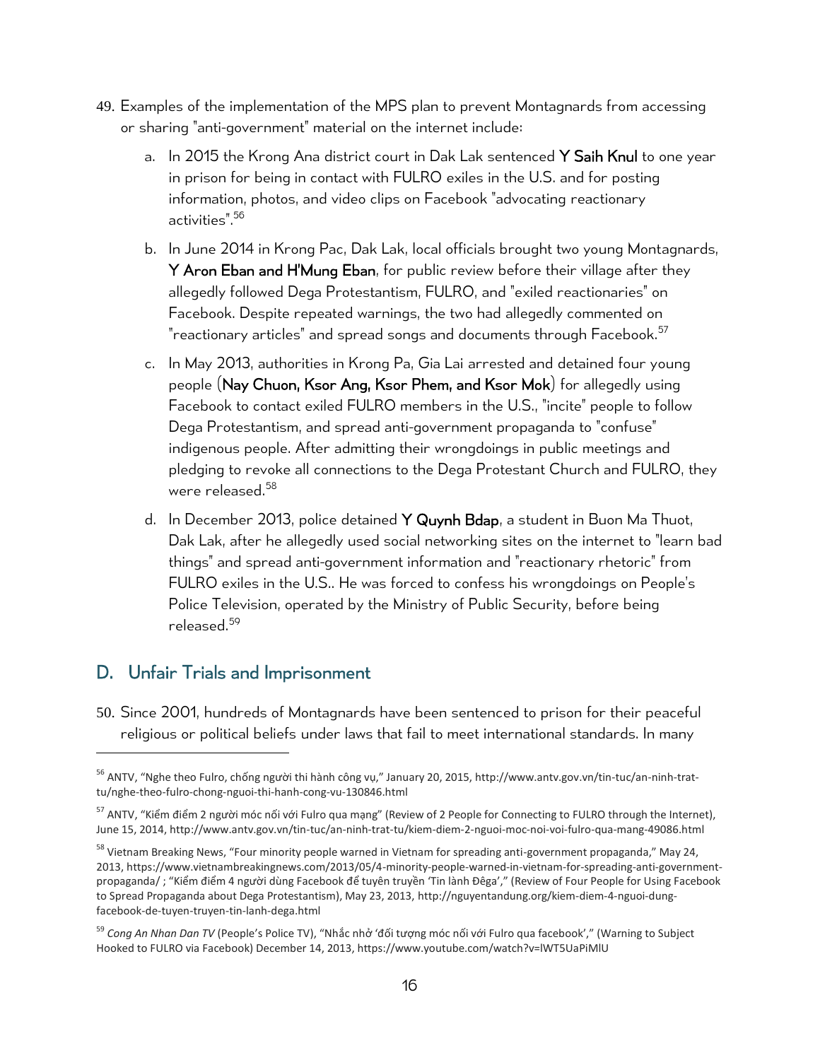49. Examples of the implementation of the MPS plan to prevent Montagnards from accessing or sharing "anti-government" material on the internet include:

    a. In 2015 the Krong Ana district court in Dak Lak sentenced **Y Saih Knul** to one year in prison for being in contact with FULRO exiles in the U.S. and for posting information, photos, and video clips on Facebook "advocating reactionary activities".[56]

    b. In June 2014 in Krong Pac, Dak Lak, local officials brought two young Montagnards, **Y Aron Eban and H'Mung Eban**, for public review before their village after they allegedly followed Dega Protestantism, FULRO, and "exiled reactionaries" on Facebook. Despite repeated warnings, the two had allegedly commented on "reactionary articles" and spread songs and documents through Facebook.[57]

    c. In May 2013, authorities in Krong Pa, Gia Lai arrested and detained four young people (**Nay Chuon, Ksor Ang, Ksor Phem, and Ksor Mok**) for allegedly using Facebook to contact exiled FULRO members in the U.S., "incite" people to follow Dega Protestantism, and spread anti-government propaganda to "confuse" indigenous people. After admitting their wrongdoings in public meetings and pledging to revoke all connections to the Dega Protestant Church and FULRO, they were released.[58]

    d. In December 2013, police detained **Y Quynh Bdap**, a student in Buon Ma Thuot, Dak Lak, after he allegedly used social networking sites on the internet to "learn bad things" and spread anti-government information and "reactionary rhetoric" from FULRO exiles in the U.S.. He was forced to confess his wrongdoings on People's Police Television, operated by the Ministry of Public Security, before being released.[59]

## D. Unfair Trials and Imprisonment

50. Since 2001, hundreds of Montagnards have been sentenced to prison for their peaceful religious or political beliefs under laws that fail to meet international standards. In many

---

[56] ANTV, "Nghe theo Fulro, chống người thi hành công vụ," January 20, 2015, http://www.antv.gov.vn/tin-tuc/an-ninh-trat-tu/nghe-theo-fulro-chong-nguoi-thi-hanh-cong-vu-130846.html

[57] ANTV, "Kiểm điểm 2 người móc nối với Fulro qua mạng" (Review of 2 People for Connecting to FULRO through the Internet), June 15, 2014, http://www.antv.gov.vn/tin-tuc/an-ninh-trat-tu/kiem-diem-2-nguoi-moc-noi-voi-fulro-qua-mang-49086.html

[58] Vietnam Breaking News, "Four minority people warned in Vietnam for spreading anti-government propaganda," May 24, 2013, https://www.vietnambreakingnews.com/2013/05/4-minority-people-warned-in-vietnam-for-spreading-anti-government-propaganda/ ; "Kiểm điểm 4 người dùng Facebook để tuyên truyền 'Tin lành Đêga'," (Review of Four People for Using Facebook to Spread Propaganda about Dega Protestantism), May 23, 2013, http://nguyentandung.org/kiem-diem-4-nguoi-dung-facebook-de-tuyen-truyen-tin-lanh-dega.html

[59] *Cong An Nhan Dan TV* (People's Police TV), "Nhắc nhở 'đối tượng móc nối với Fulro qua facebook'," (Warning to Subject Hooked to FULRO via Facebook) December 14, 2013, https://www.youtube.com/watch?v=lWT5UaPiMlU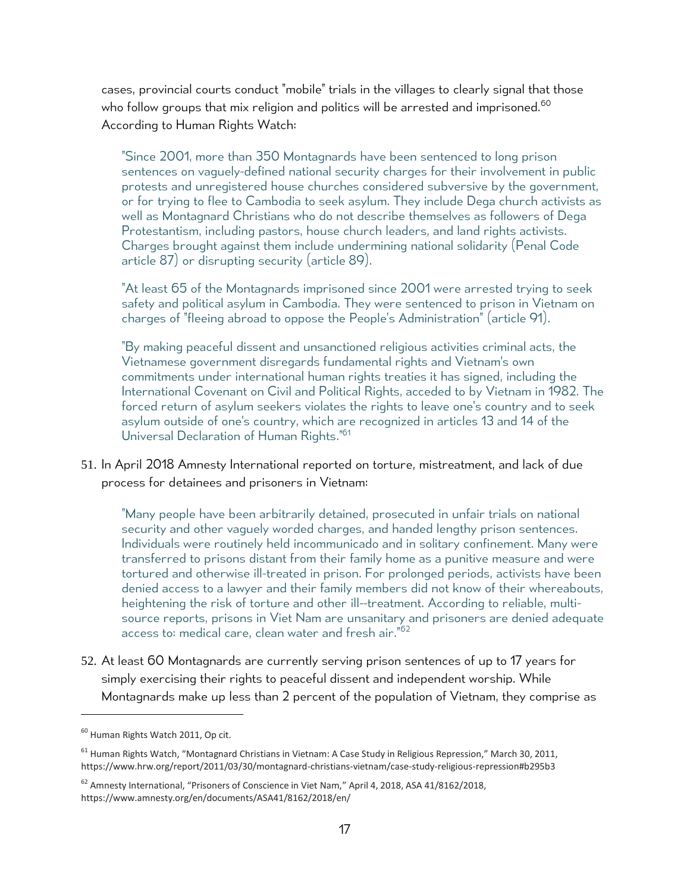cases, provincial courts conduct "mobile" trials in the villages to clearly signal that those who follow groups that mix religion and politics will be arrested and imprisoned.[60] According to Human Rights Watch:

> "Since 2001, more than 350 Montagnards have been sentenced to long prison sentences on vaguely-defined national security charges for their involvement in public protests and unregistered house churches considered subversive by the government, or for trying to flee to Cambodia to seek asylum. They include Dega church activists as well as Montagnard Christians who do not describe themselves as followers of Dega Protestantism, including pastors, house church leaders, and land rights activists. Charges brought against them include undermining national solidarity (Penal Code article 87) or disrupting security (article 89).
>
> "At least 65 of the Montagnards imprisoned since 2001 were arrested trying to seek safety and political asylum in Cambodia. They were sentenced to prison in Vietnam on charges of "fleeing abroad to oppose the People's Administration" (article 91).
>
> "By making peaceful dissent and unsanctioned religious activities criminal acts, the Vietnamese government disregards fundamental rights and Vietnam's own commitments under international human rights treaties it has signed, including the International Covenant on Civil and Political Rights, acceded to by Vietnam in 1982. The forced return of asylum seekers violates the rights to leave one's country and to seek asylum outside of one's country, which are recognized in articles 13 and 14 of the Universal Declaration of Human Rights."[61]

51. In April 2018 Amnesty International reported on torture, mistreatment, and lack of due process for detainees and prisoners in Vietnam:

> "Many people have been arbitrarily detained, prosecuted in unfair trials on national security and other vaguely worded charges, and handed lengthy prison sentences. Individuals were routinely held incommunicado and in solitary confinement. Many were transferred to prisons distant from their family home as a punitive measure and were tortured and otherwise ill-treated in prison. For prolonged periods, activists have been denied access to a lawyer and their family members did not know of their whereabouts, heightening the risk of torture and other ill--treatment. According to reliable, multi-source reports, prisons in Viet Nam are unsanitary and prisoners are denied adequate access to: medical care, clean water and fresh air."[62]

52. At least 60 Montagnards are currently serving prison sentences of up to 17 years for simply exercising their rights to peaceful dissent and independent worship. While Montagnards make up less than 2 percent of the population of Vietnam, they comprise as

---

[60] Human Rights Watch 2011, Op cit.

[61] Human Rights Watch, "Montagnard Christians in Vietnam: A Case Study in Religious Repression," March 30, 2011, https://www.hrw.org/report/2011/03/30/montagnard-christians-vietnam/case-study-religious-repression#b295b3

[62] Amnesty International, "Prisoners of Conscience in Viet Nam," April 4, 2018, ASA 41/8162/2018, https://www.amnesty.org/en/documents/ASA41/8162/2018/en/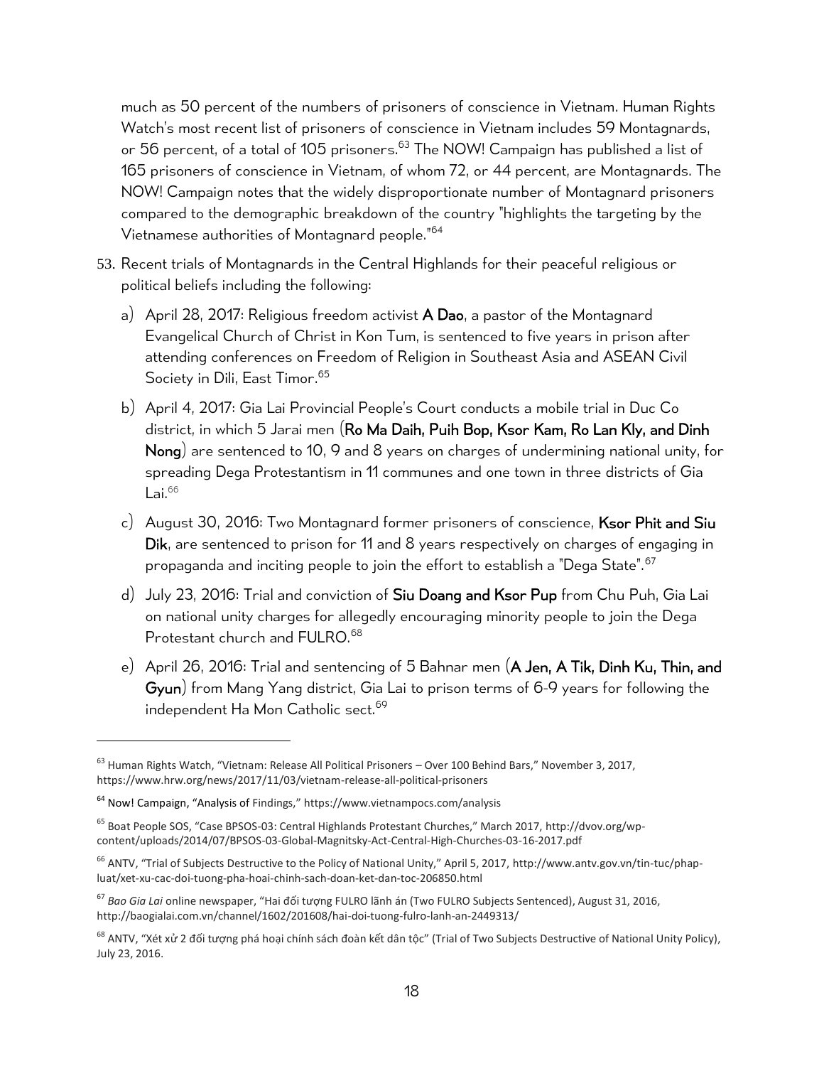much as 50 percent of the numbers of prisoners of conscience in Vietnam. Human Rights Watch's most recent list of prisoners of conscience in Vietnam includes 59 Montagnards, or 56 percent, of a total of 105 prisoners.[63] The NOW! Campaign has published a list of 165 prisoners of conscience in Vietnam, of whom 72, or 44 percent, are Montagnards. The NOW! Campaign notes that the widely disproportionate number of Montagnard prisoners compared to the demographic breakdown of the country "highlights the targeting by the Vietnamese authorities of Montagnard people."[64]

53. Recent trials of Montagnards in the Central Highlands for their peaceful religious or political beliefs including the following:

    a) April 28, 2017: Religious freedom activist **A Dao**, a pastor of the Montagnard Evangelical Church of Christ in Kon Tum, is sentenced to five years in prison after attending conferences on Freedom of Religion in Southeast Asia and ASEAN Civil Society in Dili, East Timor.[65]

    b) April 4, 2017: Gia Lai Provincial People's Court conducts a mobile trial in Duc Co district, in which 5 Jarai men (**Ro Ma Daih, Puih Bop, Ksor Kam, Ro Lan Kly, and Dinh Nong**) are sentenced to 10, 9 and 8 years on charges of undermining national unity, for spreading Dega Protestantism in 11 communes and one town in three districts of Gia Lai.[66]

    c) August 30, 2016: Two Montagnard former prisoners of conscience, **Ksor Phit and Siu Dik**, are sentenced to prison for 11 and 8 years respectively on charges of engaging in propaganda and inciting people to join the effort to establish a "Dega State".[67]

    d) July 23, 2016: Trial and conviction of **Siu Doang and Ksor Pup** from Chu Puh, Gia Lai on national unity charges for allegedly encouraging minority people to join the Dega Protestant church and FULRO.[68]

    e) April 26, 2016: Trial and sentencing of 5 Bahnar men (**A Jen, A Tik, Dinh Ku, Thin, and Gyun**) from Mang Yang district, Gia Lai to prison terms of 6-9 years for following the independent Ha Mon Catholic sect.[69]

---

[63] Human Rights Watch, "Vietnam: Release All Political Prisoners – Over 100 Behind Bars," November 3, 2017, https://www.hrw.org/news/2017/11/03/vietnam-release-all-political-prisoners

[64] Now! Campaign, "Analysis of Findings," https://www.vietnampocs.com/analysis

[65] Boat People SOS, "Case BPSOS-03: Central Highlands Protestant Churches," March 2017, http://dvov.org/wp-content/uploads/2014/07/BPSOS-03-Global-Magnitsky-Act-Central-High-Churches-03-16-2017.pdf

[66] ANTV, "Trial of Subjects Destructive to the Policy of National Unity," April 5, 2017, http://www.antv.gov.vn/tin-tuc/phap-luat/xet-xu-cac-doi-tuong-pha-hoai-chinh-sach-doan-ket-dan-toc-206850.html

[67] *Bao Gia Lai* online newspaper, "Hai đối tượng FULRO lãnh án (Two FULRO Subjects Sentenced), August 31, 2016, http://baogialai.com.vn/channel/1602/201608/hai-doi-tuong-fulro-lanh-an-2449313/

[68] ANTV, "Xét xử 2 đối tượng phá hoại chính sách đoàn kết dân tộc" (Trial of Two Subjects Destructive of National Unity Policy), July 23, 2016.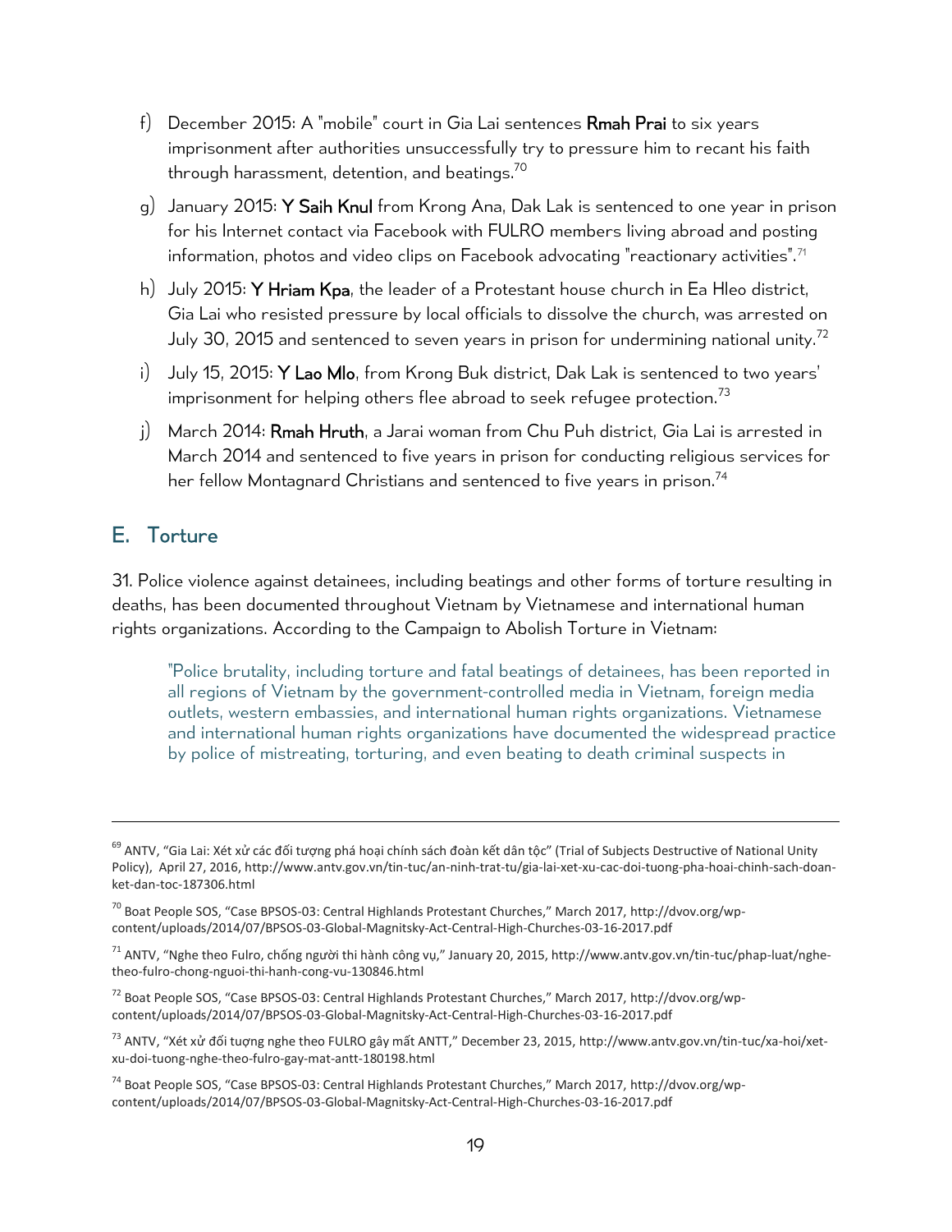f) December 2015: A "mobile" court in Gia Lai sentences **Rmah Prai** to six years imprisonment after authorities unsuccessfully try to pressure him to recant his faith through harassment, detention, and beatings.[70]

g) January 2015: **Y Saih Knul** from Krong Ana, Dak Lak is sentenced to one year in prison for his Internet contact via Facebook with FULRO members living abroad and posting information, photos and video clips on Facebook advocating "reactionary activities".[71]

h) July 2015: **Y Hriam Kpa**, the leader of a Protestant house church in Ea Hleo district, Gia Lai who resisted pressure by local officials to dissolve the church, was arrested on July 30, 2015 and sentenced to seven years in prison for undermining national unity.[72]

i) July 15, 2015: **Y Lao Mlo**, from Krong Buk district, Dak Lak is sentenced to two years' imprisonment for helping others flee abroad to seek refugee protection.[73]

j) March 2014: **Rmah Hruth**, a Jarai woman from Chu Puh district, Gia Lai is arrested in March 2014 and sentenced to five years in prison for conducting religious services for her fellow Montagnard Christians and sentenced to five years in prison.[74]

## E. Torture

31. Police violence against detainees, including beatings and other forms of torture resulting in deaths, has been documented throughout Vietnam by Vietnamese and international human rights organizations. According to the Campaign to Abolish Torture in Vietnam:

> "Police brutality, including torture and fatal beatings of detainees, has been reported in all regions of Vietnam by the government-controlled media in Vietnam, foreign media outlets, western embassies, and international human rights organizations. Vietnamese and international human rights organizations have documented the widespread practice by police of mistreating, torturing, and even beating to death criminal suspects in

---

[69] ANTV, "Gia Lai: Xét xử các đối tượng phá hoại chính sách đoàn kết dân tộc" (Trial of Subjects Destructive of National Unity Policy), April 27, 2016, http://www.antv.gov.vn/tin-tuc/an-ninh-trat-tu/gia-lai-xet-xu-cac-doi-tuong-pha-hoai-chinh-sach-doan-ket-dan-toc-187306.html

[70] Boat People SOS, "Case BPSOS-03: Central Highlands Protestant Churches," March 2017, http://dvov.org/wp-content/uploads/2014/07/BPSOS-03-Global-Magnitsky-Act-Central-High-Churches-03-16-2017.pdf

[71] ANTV, "Nghe theo Fulro, chống người thi hành công vụ," January 20, 2015, http://www.antv.gov.vn/tin-tuc/phap-luat/nghe-theo-fulro-chong-nguoi-thi-hanh-cong-vu-130846.html

[72] Boat People SOS, "Case BPSOS-03: Central Highlands Protestant Churches," March 2017, http://dvov.org/wp-content/uploads/2014/07/BPSOS-03-Global-Magnitsky-Act-Central-High-Churches-03-16-2017.pdf

[73] ANTV, "Xét xử đối tượng nghe theo FULRO gây mất ANTT," December 23, 2015, http://www.antv.gov.vn/tin-tuc/xa-hoi/xet-xu-doi-tuong-nghe-theo-fulro-gay-mat-antt-180198.html

[74] Boat People SOS, "Case BPSOS-03: Central Highlands Protestant Churches," March 2017, http://dvov.org/wp-content/uploads/2014/07/BPSOS-03-Global-Magnitsky-Act-Central-High-Churches-03-16-2017.pdf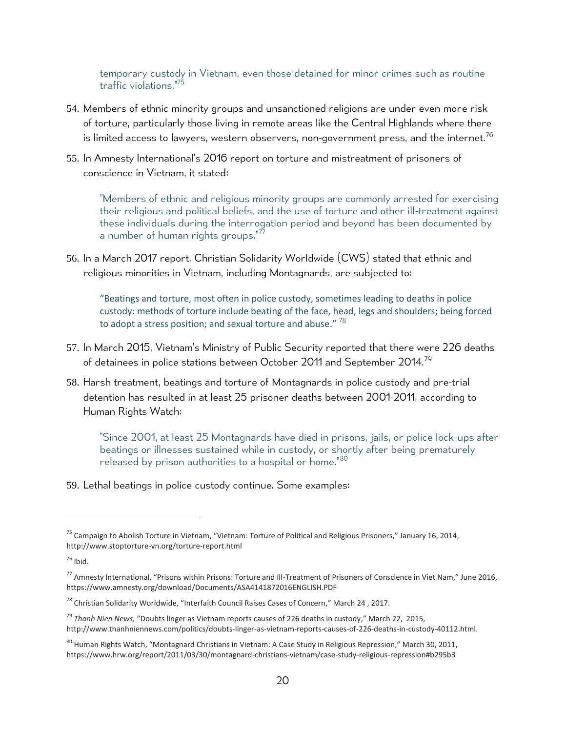> temporary custody in Vietnam, even those detained for minor crimes such as routine traffic violations."[75]

54. Members of ethnic minority groups and unsanctioned religions are under even more risk of torture, particularly those living in remote areas like the Central Highlands where there is limited access to lawyers, western observers, non-government press, and the internet.[76]

55. In Amnesty International's 2016 report on torture and mistreatment of prisoners of conscience in Vietnam, it stated:

> "Members of ethnic and religious minority groups are commonly arrested for exercising their religious and political beliefs, and the use of torture and other ill-treatment against these individuals during the interrogation period and beyond has been documented by a number of human rights groups."[77]

56. In a March 2017 report, Christian Solidarity Worldwide (CWS) stated that ethnic and religious minorities in Vietnam, including Montagnards, are subjected to:

> "Beatings and torture, most often in police custody, sometimes leading to deaths in police custody: methods of torture include beating of the face, head, legs and shoulders; being forced to adopt a stress position; and sexual torture and abuse." [78]

57. In March 2015, Vietnam's Ministry of Public Security reported that there were 226 deaths of detainees in police stations between October 2011 and September 2014.[79]

58. Harsh treatment, beatings and torture of Montagnards in police custody and pre-trial detention has resulted in at least 25 prisoner deaths between 2001-2011, according to Human Rights Watch:

> "Since 2001, at least 25 Montagnards have died in prisons, jails, or police lock-ups after beatings or illnesses sustained while in custody, or shortly after being prematurely released by prison authorities to a hospital or home."[80]

59. Lethal beatings in police custody continue. Some examples:

---

[75] Campaign to Abolish Torture in Vietnam, "Vietnam: Torture of Political and Religious Prisoners," January 16, 2014, http://www.stoptorture-vn.org/torture-report.html

[76] Ibid.

[77] Amnesty International, "Prisons within Prisons: Torture and Ill-Treatment of Prisoners of Conscience in Viet Nam," June 2016, https://www.amnesty.org/download/Documents/ASA4141872016ENGLISH.PDF

[78] Christian Solidarity Worldwide, "Interfaith Council Raises Cases of Concern," March 24 , 2017.

[79] *Thanh Nien News,* "Doubts linger as Vietnam reports causes of 226 deaths in custody," March 22, 2015, http://www.thanhniennews.com/politics/doubts-linger-as-vietnam-reports-causes-of-226-deaths-in-custody-40112.html.

[80] Human Rights Watch, "Montagnard Christians in Vietnam: A Case Study in Religious Repression," March 30, 2011, https://www.hrw.org/report/2011/03/30/montagnard-christians-vietnam/case-study-religious-repression#b295b3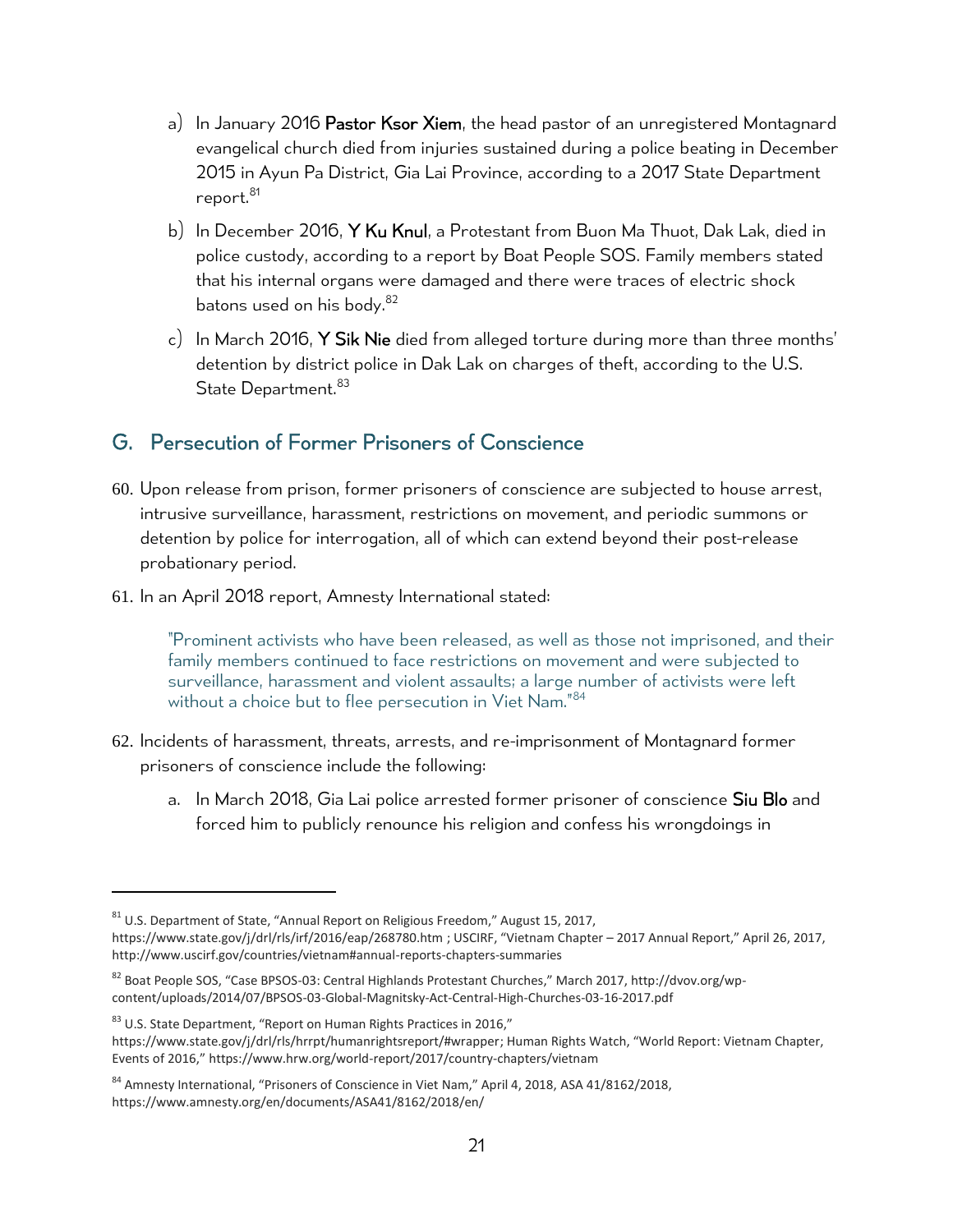a) In January 2016 **Pastor Ksor Xiem**, the head pastor of an unregistered Montagnard evangelical church died from injuries sustained during a police beating in December 2015 in Ayun Pa District, Gia Lai Province, according to a 2017 State Department report.[81]

b) In December 2016, **Y Ku Knul**, a Protestant from Buon Ma Thuot, Dak Lak, died in police custody, according to a report by Boat People SOS. Family members stated that his internal organs were damaged and there were traces of electric shock batons used on his body.[82]

c) In March 2016, **Y Sik Nie** died from alleged torture during more than three months' detention by district police in Dak Lak on charges of theft, according to the U.S. State Department.[83]

## G. Persecution of Former Prisoners of Conscience

60. Upon release from prison, former prisoners of conscience are subjected to house arrest, intrusive surveillance, harassment, restrictions on movement, and periodic summons or detention by police for interrogation, all of which can extend beyond their post-release probationary period.

61. In an April 2018 report, Amnesty International stated:

> "Prominent activists who have been released, as well as those not imprisoned, and their family members continued to face restrictions on movement and were subjected to surveillance, harassment and violent assaults; a large number of activists were left without a choice but to flee persecution in Viet Nam."[84]

62. Incidents of harassment, threats, arrests, and re-imprisonment of Montagnard former prisoners of conscience include the following:

    a. In March 2018, Gia Lai police arrested former prisoner of conscience **Siu Blo** and forced him to publicly renounce his religion and confess his wrongdoings in

---

[81] U.S. Department of State, "Annual Report on Religious Freedom," August 15, 2017, https://www.state.gov/j/drl/rls/irf/2016/eap/268780.htm ; USCIRF, "Vietnam Chapter – 2017 Annual Report," April 26, 2017, http://www.uscirf.gov/countries/vietnam#annual-reports-chapters-summaries

[82] Boat People SOS, "Case BPSOS-03: Central Highlands Protestant Churches," March 2017, http://dvov.org/wp-content/uploads/2014/07/BPSOS-03-Global-Magnitsky-Act-Central-High-Churches-03-16-2017.pdf

[83] U.S. State Department, "Report on Human Rights Practices in 2016," https://www.state.gov/j/drl/rls/hrrpt/humanrightsreport/#wrapper; Human Rights Watch, "World Report: Vietnam Chapter, Events of 2016," https://www.hrw.org/world-report/2017/country-chapters/vietnam

[84] Amnesty International, "Prisoners of Conscience in Viet Nam," April 4, 2018, ASA 41/8162/2018, https://www.amnesty.org/en/documents/ASA41/8162/2018/en/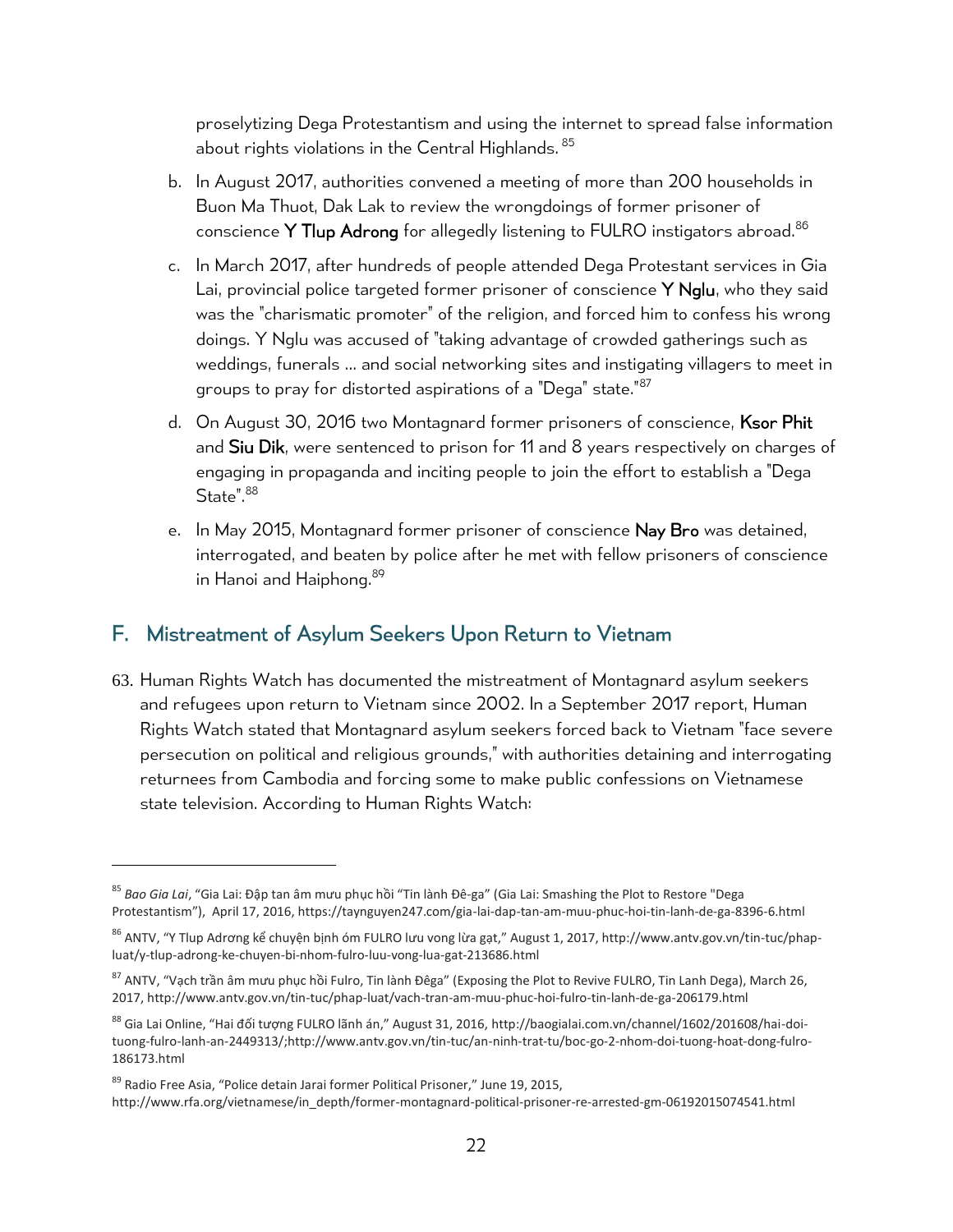proselytizing Dega Protestantism and using the internet to spread false information about rights violations in the Central Highlands. [85]

b. In August 2017, authorities convened a meeting of more than 200 households in Buon Ma Thuot, Dak Lak to review the wrongdoings of former prisoner of conscience **Y Tlup Adrong** for allegedly listening to FULRO instigators abroad.[86]

c. In March 2017, after hundreds of people attended Dega Protestant services in Gia Lai, provincial police targeted former prisoner of conscience **Y Nglu**, who they said was the "charismatic promoter" of the religion, and forced him to confess his wrong doings. Y Nglu was accused of "taking advantage of crowded gatherings such as weddings, funerals … and social networking sites and instigating villagers to meet in groups to pray for distorted aspirations of a "Dega" state."[87]

d. On August 30, 2016 two Montagnard former prisoners of conscience, **Ksor Phit** and **Siu Dik**, were sentenced to prison for 11 and 8 years respectively on charges of engaging in propaganda and inciting people to join the effort to establish a "Dega State".[88]

e. In May 2015, Montagnard former prisoner of conscience **Nay Bro** was detained, interrogated, and beaten by police after he met with fellow prisoners of conscience in Hanoi and Haiphong.[89]

## F. Mistreatment of Asylum Seekers Upon Return to Vietnam

63. Human Rights Watch has documented the mistreatment of Montagnard asylum seekers and refugees upon return to Vietnam since 2002. In a September 2017 report, Human Rights Watch stated that Montagnard asylum seekers forced back to Vietnam "face severe persecution on political and religious grounds," with authorities detaining and interrogating returnees from Cambodia and forcing some to make public confessions on Vietnamese state television. According to Human Rights Watch:

---

[85] *Bao Gia Lai*, "Gia Lai: Đập tan âm mưu phục hồi "Tin lành Đê-ga" (Gia Lai: Smashing the Plot to Restore "Dega Protestantism"), April 17, 2016, https://taynguyen247.com/gia-lai-dap-tan-am-muu-phuc-hoi-tin-lanh-de-ga-8396-6.html

[86] ANTV, "Y Tlup Adrơng kể chuyện bịnh óm FULRO lưu vong lừa gạt," August 1, 2017, http://www.antv.gov.vn/tin-tuc/phap-luat/y-tlup-adrong-ke-chuyen-bi-nhom-fulro-luu-vong-lua-gat-213686.html

[87] ANTV, "Vạch trần âm mưu phục hồi Fulro, Tin lành Đêga" (Exposing the Plot to Revive FULRO, Tin Lanh Dega), March 26, 2017, http://www.antv.gov.vn/tin-tuc/phap-luat/vach-tran-am-muu-phuc-hoi-fulro-tin-lanh-de-ga-206179.html

[88] Gia Lai Online, "Hai đối tượng FULRO lãnh án," August 31, 2016, http://baogialai.com.vn/channel/1602/201608/hai-doi-tuong-fulro-lanh-an-2449313/;http://www.antv.gov.vn/tin-tuc/an-ninh-trat-tu/boc-go-2-nhom-doi-tuong-hoat-dong-fulro-186173.html

[89] Radio Free Asia, "Police detain Jarai former Political Prisoner," June 19, 2015, http://www.rfa.org/vietnamese/in_depth/former-montagnard-political-prisoner-re-arrested-gm-06192015074541.html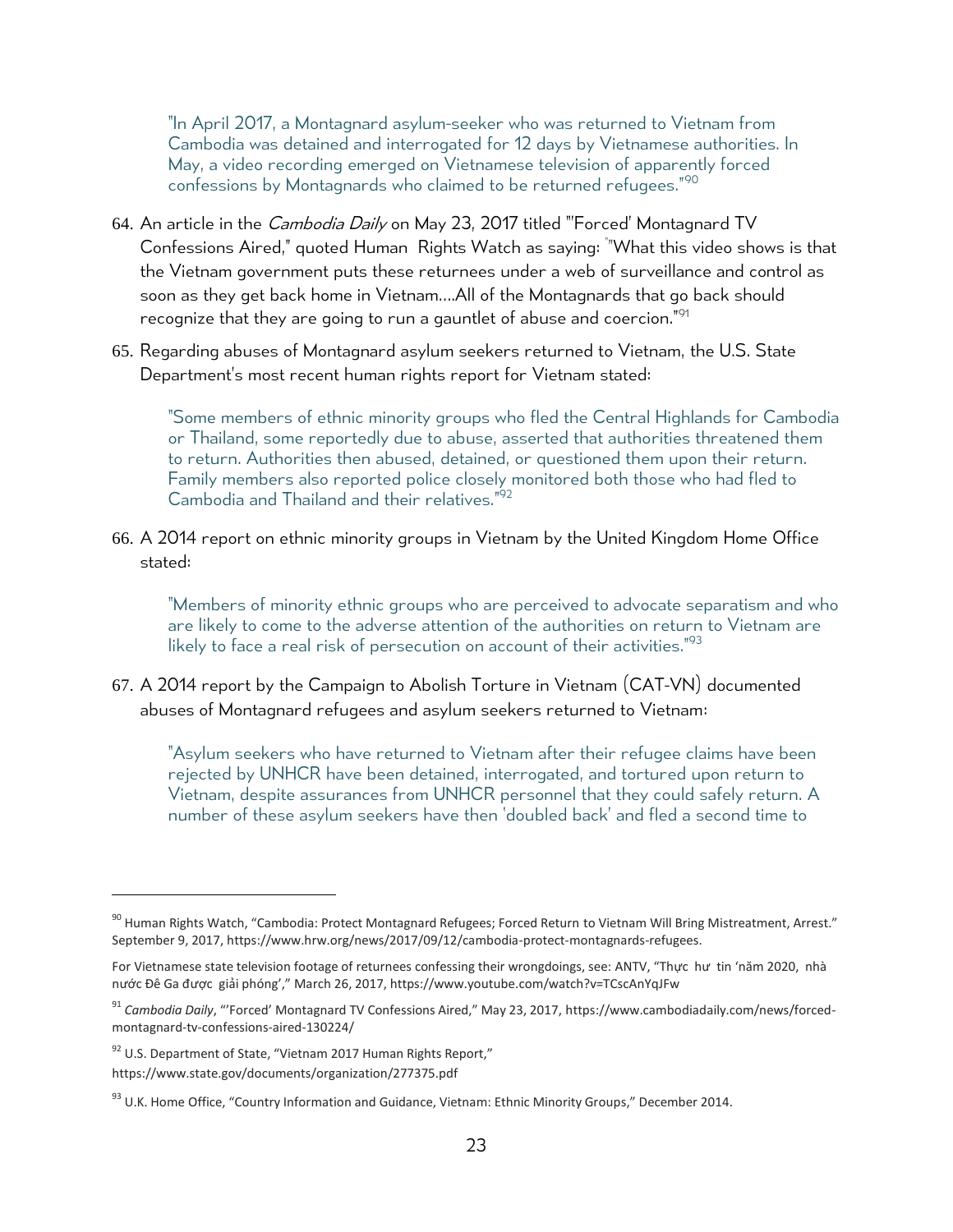> "In April 2017, a Montagnard asylum-seeker who was returned to Vietnam from Cambodia was detained and interrogated for 12 days by Vietnamese authorities. In May, a video recording emerged on Vietnamese television of apparently forced confessions by Montagnards who claimed to be returned refugees."[90]

64. An article in the *Cambodia Daily* on May 23, 2017 titled "'Forced' Montagnard TV Confessions Aired," quoted Human Rights Watch as saying: "What this video shows is that the Vietnam government puts these returnees under a web of surveillance and control as soon as they get back home in Vietnam....All of the Montagnards that go back should recognize that they are going to run a gauntlet of abuse and coercion."[91]

65. Regarding abuses of Montagnard asylum seekers returned to Vietnam, the U.S. State Department's most recent human rights report for Vietnam stated:

> "Some members of ethnic minority groups who fled the Central Highlands for Cambodia or Thailand, some reportedly due to abuse, asserted that authorities threatened them to return. Authorities then abused, detained, or questioned them upon their return. Family members also reported police closely monitored both those who had fled to Cambodia and Thailand and their relatives."[92]

66. A 2014 report on ethnic minority groups in Vietnam by the United Kingdom Home Office stated:

> "Members of minority ethnic groups who are perceived to advocate separatism and who are likely to come to the adverse attention of the authorities on return to Vietnam are likely to face a real risk of persecution on account of their activities."[93]

67. A 2014 report by the Campaign to Abolish Torture in Vietnam (CAT-VN) documented abuses of Montagnard refugees and asylum seekers returned to Vietnam:

> "Asylum seekers who have returned to Vietnam after their refugee claims have been rejected by UNHCR have been detained, interrogated, and tortured upon return to Vietnam, despite assurances from UNHCR personnel that they could safely return. A number of these asylum seekers have then 'doubled back' and fled a second time to

---

[90] Human Rights Watch, "Cambodia: Protect Montagnard Refugees; Forced Return to Vietnam Will Bring Mistreatment, Arrest." September 9, 2017, https://www.hrw.org/news/2017/09/12/cambodia-protect-montagnards-refugees.

For Vietnamese state television footage of returnees confessing their wrongdoings, see: ANTV, "Thực hư tin 'năm 2020, nhà nước Đê Ga được giải phóng'," March 26, 2017, https://www.youtube.com/watch?v=TCscAnYqJFw

[91] *Cambodia Daily*, "'Forced' Montagnard TV Confessions Aired," May 23, 2017, https://www.cambodiadaily.com/news/forced-montagnard-tv-confessions-aired-130224/

[92] U.S. Department of State, "Vietnam 2017 Human Rights Report," https://www.state.gov/documents/organization/277375.pdf

[93] U.K. Home Office, "Country Information and Guidance, Vietnam: Ethnic Minority Groups," December 2014.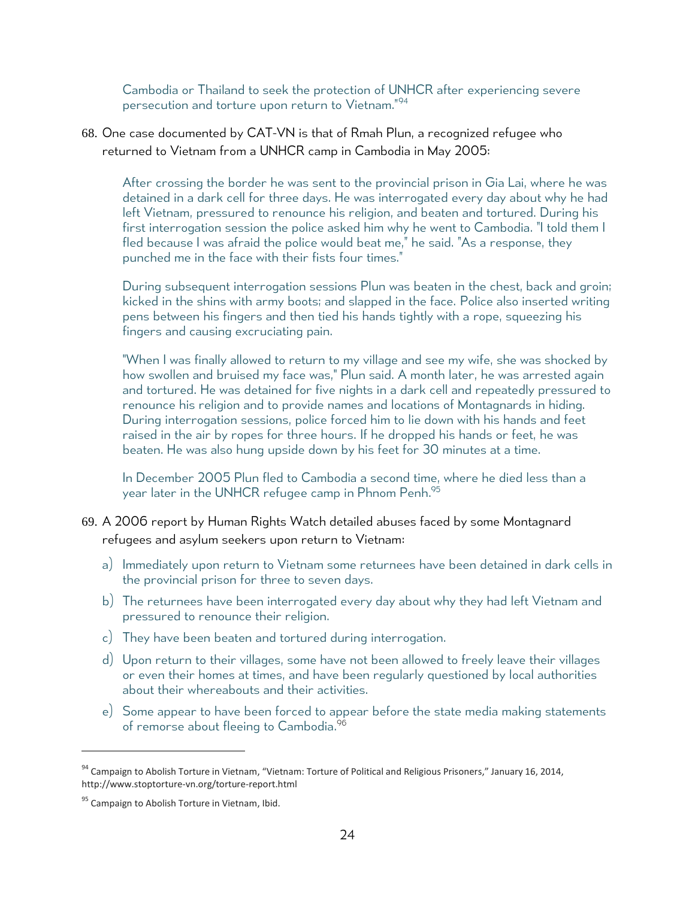> Cambodia or Thailand to seek the protection of UNHCR after experiencing severe persecution and torture upon return to Vietnam."[94]

68. One case documented by CAT-VN is that of Rmah Plun, a recognized refugee who returned to Vietnam from a UNHCR camp in Cambodia in May 2005:

> After crossing the border he was sent to the provincial prison in Gia Lai, where he was detained in a dark cell for three days. He was interrogated every day about why he had left Vietnam, pressured to renounce his religion, and beaten and tortured. During his first interrogation session the police asked him why he went to Cambodia. "I told them I fled because I was afraid the police would beat me," he said. "As a response, they punched me in the face with their fists four times."
>
> During subsequent interrogation sessions Plun was beaten in the chest, back and groin; kicked in the shins with army boots; and slapped in the face. Police also inserted writing pens between his fingers and then tied his hands tightly with a rope, squeezing his fingers and causing excruciating pain.
>
> "When I was finally allowed to return to my village and see my wife, she was shocked by how swollen and bruised my face was," Plun said. A month later, he was arrested again and tortured. He was detained for five nights in a dark cell and repeatedly pressured to renounce his religion and to provide names and locations of Montagnards in hiding. During interrogation sessions, police forced him to lie down with his hands and feet raised in the air by ropes for three hours. If he dropped his hands or feet, he was beaten. He was also hung upside down by his feet for 30 minutes at a time.
>
> In December 2005 Plun fled to Cambodia a second time, where he died less than a year later in the UNHCR refugee camp in Phnom Penh.[95]

69. A 2006 report by Human Rights Watch detailed abuses faced by some Montagnard refugees and asylum seekers upon return to Vietnam:

    a) Immediately upon return to Vietnam some returnees have been detained in dark cells in the provincial prison for three to seven days.

    b) The returnees have been interrogated every day about why they had left Vietnam and pressured to renounce their religion.

    c) They have been beaten and tortured during interrogation.

    d) Upon return to their villages, some have not been allowed to freely leave their villages or even their homes at times, and have been regularly questioned by local authorities about their whereabouts and their activities.

    e) Some appear to have been forced to appear before the state media making statements of remorse about fleeing to Cambodia.[96]

---

[94] Campaign to Abolish Torture in Vietnam, "Vietnam: Torture of Political and Religious Prisoners," January 16, 2014, http://www.stoptorture-vn.org/torture-report.html

[95] Campaign to Abolish Torture in Vietnam, Ibid.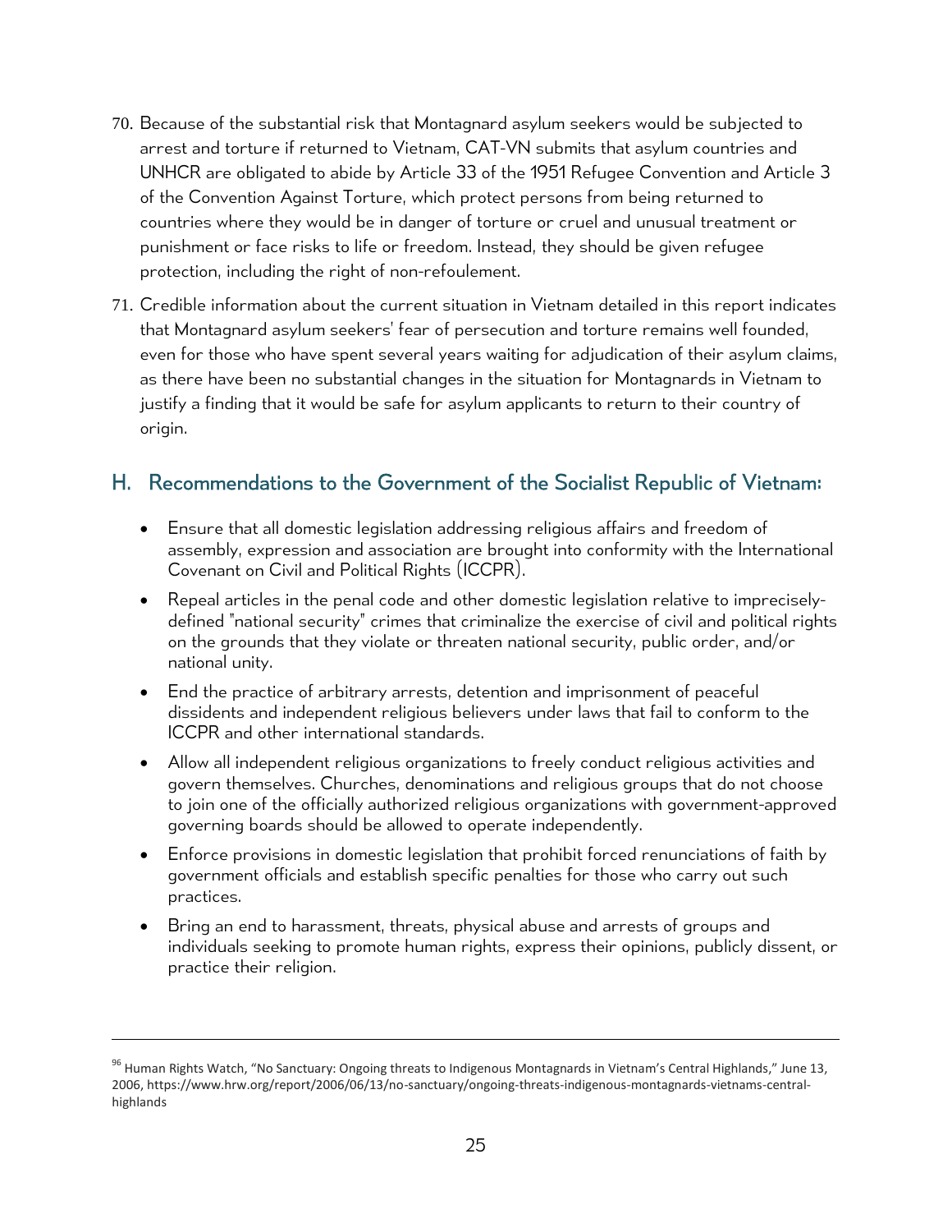70. Because of the substantial risk that Montagnard asylum seekers would be subjected to arrest and torture if returned to Vietnam, CAT-VN submits that asylum countries and UNHCR are obligated to abide by Article 33 of the 1951 Refugee Convention and Article 3 of the Convention Against Torture, which protect persons from being returned to countries where they would be in danger of torture or cruel and unusual treatment or punishment or face risks to life or freedom. Instead, they should be given refugee protection, including the right of non-refoulement.

71. Credible information about the current situation in Vietnam detailed in this report indicates that Montagnard asylum seekers' fear of persecution and torture remains well founded, even for those who have spent several years waiting for adjudication of their asylum claims, as there have been no substantial changes in the situation for Montagnards in Vietnam to justify a finding that it would be safe for asylum applicants to return to their country of origin.

## H. Recommendations to the Government of the Socialist Republic of Vietnam:

- Ensure that all domestic legislation addressing religious affairs and freedom of assembly, expression and association are brought into conformity with the International Covenant on Civil and Political Rights (ICCPR).
- Repeal articles in the penal code and other domestic legislation relative to imprecisely-defined "national security" crimes that criminalize the exercise of civil and political rights on the grounds that they violate or threaten national security, public order, and/or national unity.
- End the practice of arbitrary arrests, detention and imprisonment of peaceful dissidents and independent religious believers under laws that fail to conform to the ICCPR and other international standards.
- Allow all independent religious organizations to freely conduct religious activities and govern themselves. Churches, denominations and religious groups that do not choose to join one of the officially authorized religious organizations with government-approved governing boards should be allowed to operate independently.
- Enforce provisions in domestic legislation that prohibit forced renunciations of faith by government officials and establish specific penalties for those who carry out such practices.
- Bring an end to harassment, threats, physical abuse and arrests of groups and individuals seeking to promote human rights, express their opinions, publicly dissent, or practice their religion.

---

[96] Human Rights Watch, "No Sanctuary: Ongoing threats to Indigenous Montagnards in Vietnam's Central Highlands," June 13, 2006, https://www.hrw.org/report/2006/06/13/no-sanctuary/ongoing-threats-indigenous-montagnards-vietnams-central-highlands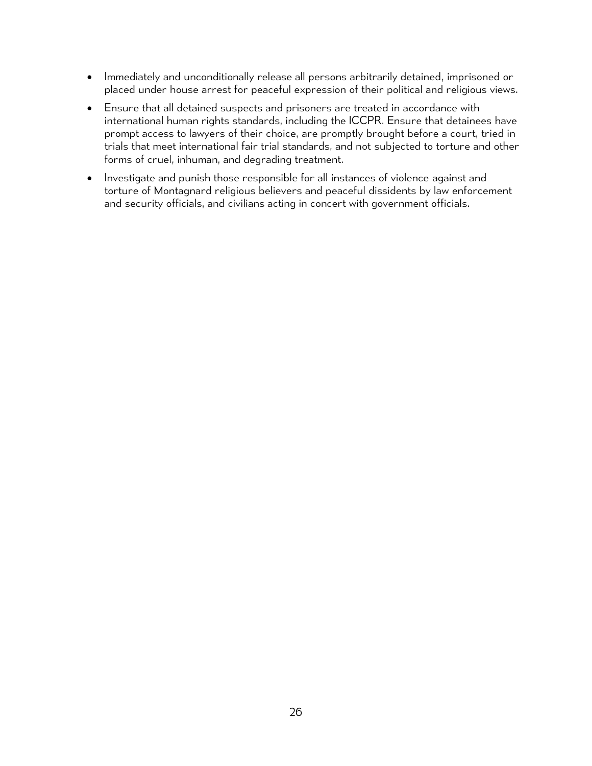- Immediately and unconditionally release all persons arbitrarily detained, imprisoned or placed under house arrest for peaceful expression of their political and religious views.
- Ensure that all detained suspects and prisoners are treated in accordance with international human rights standards, including the ICCPR. Ensure that detainees have prompt access to lawyers of their choice, are promptly brought before a court, tried in trials that meet international fair trial standards, and not subjected to torture and other forms of cruel, inhuman, and degrading treatment.
- Investigate and punish those responsible for all instances of violence against and torture of Montagnard religious believers and peaceful dissidents by law enforcement and security officials, and civilians acting in concert with government officials.